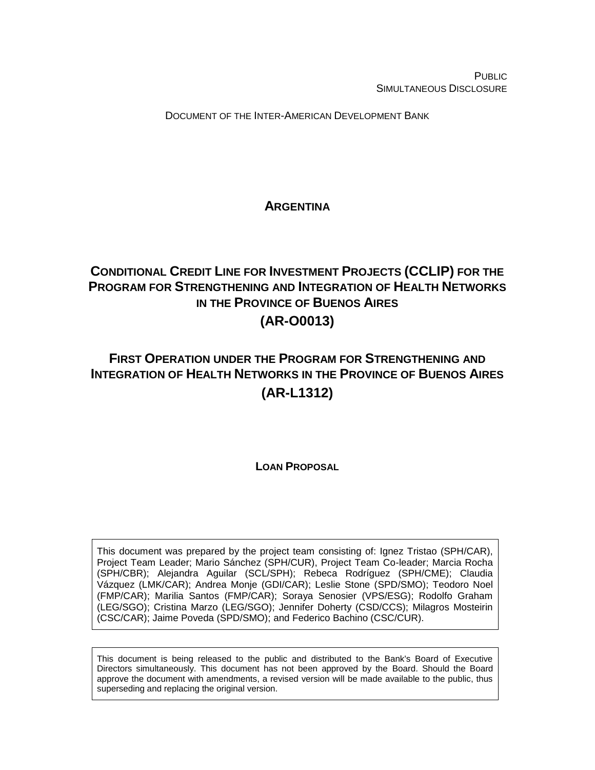PUBLIC
SIMULTANEOUS DISCLOSURE

DOCUMENT OF THE INTER-AMERICAN DEVELOPMENT BANK

# ARGENTINA

# CONDITIONAL CREDIT LINE FOR INVESTMENT PROJECTS (CCLIP) FOR THE PROGRAM FOR STRENGTHENING AND INTEGRATION OF HEALTH NETWORKS IN THE PROVINCE OF BUENOS AIRES

# (AR-O0013)

# FIRST OPERATION UNDER THE PROGRAM FOR STRENGTHENING AND INTEGRATION OF HEALTH NETWORKS IN THE PROVINCE OF BUENOS AIRES

# (AR-L1312)

## LOAN PROPOSAL

This document was prepared by the project team consisting of: Ignez Tristao (SPH/CAR), Project Team Leader; Mario Sánchez (SPH/CUR), Project Team Co-leader; Marcia Rocha (SPH/CBR); Alejandra Aguilar (SCL/SPH); Rebeca Rodríguez (SPH/CME); Claudia Vázquez (LMK/CAR); Andrea Monje (GDI/CAR); Leslie Stone (SPD/SMO); Teodoro Noel (FMP/CAR); Marilia Santos (FMP/CAR); Soraya Senosier (VPS/ESG); Rodolfo Graham (LEG/SGO); Cristina Marzo (LEG/SGO); Jennifer Doherty (CSD/CCS); Milagros Mosteirin (CSC/CAR); Jaime Poveda (SPD/SMO); and Federico Bachino (CSC/CUR).

This document is being released to the public and distributed to the Bank's Board of Executive Directors simultaneously. This document has not been approved by the Board. Should the Board approve the document with amendments, a revised version will be made available to the public, thus superseding and replacing the original version.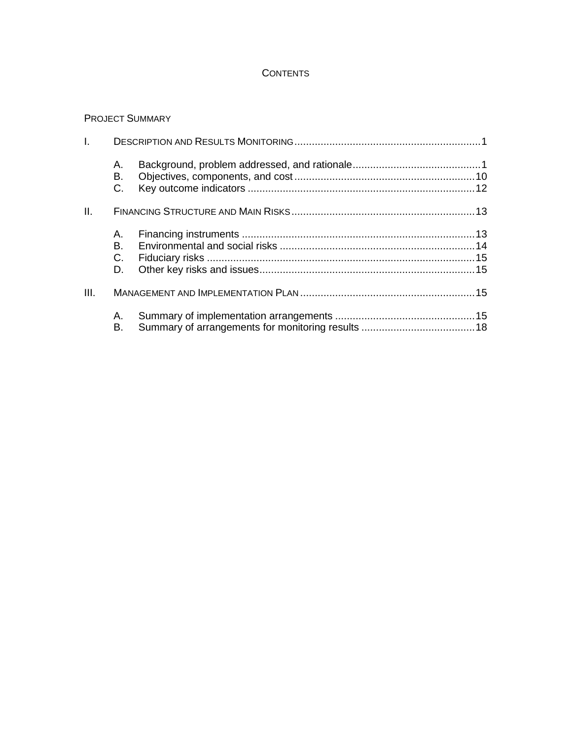# CONTENTS

PROJECT SUMMARY

I. DESCRIPTION AND RESULTS MONITORING ..... 1

- A. Background, problem addressed, and rationale ..... 1
- B. Objectives, components, and cost ..... 10
- C. Key outcome indicators ..... 12

II. FINANCING STRUCTURE AND MAIN RISKS ..... 13

- A. Financing instruments ..... 13
- B. Environmental and social risks ..... 14
- C. Fiduciary risks ..... 15
- D. Other key risks and issues ..... 15

III. MANAGEMENT AND IMPLEMENTATION PLAN ..... 15

- A. Summary of implementation arrangements ..... 15
- B. Summary of arrangements for monitoring results ..... 18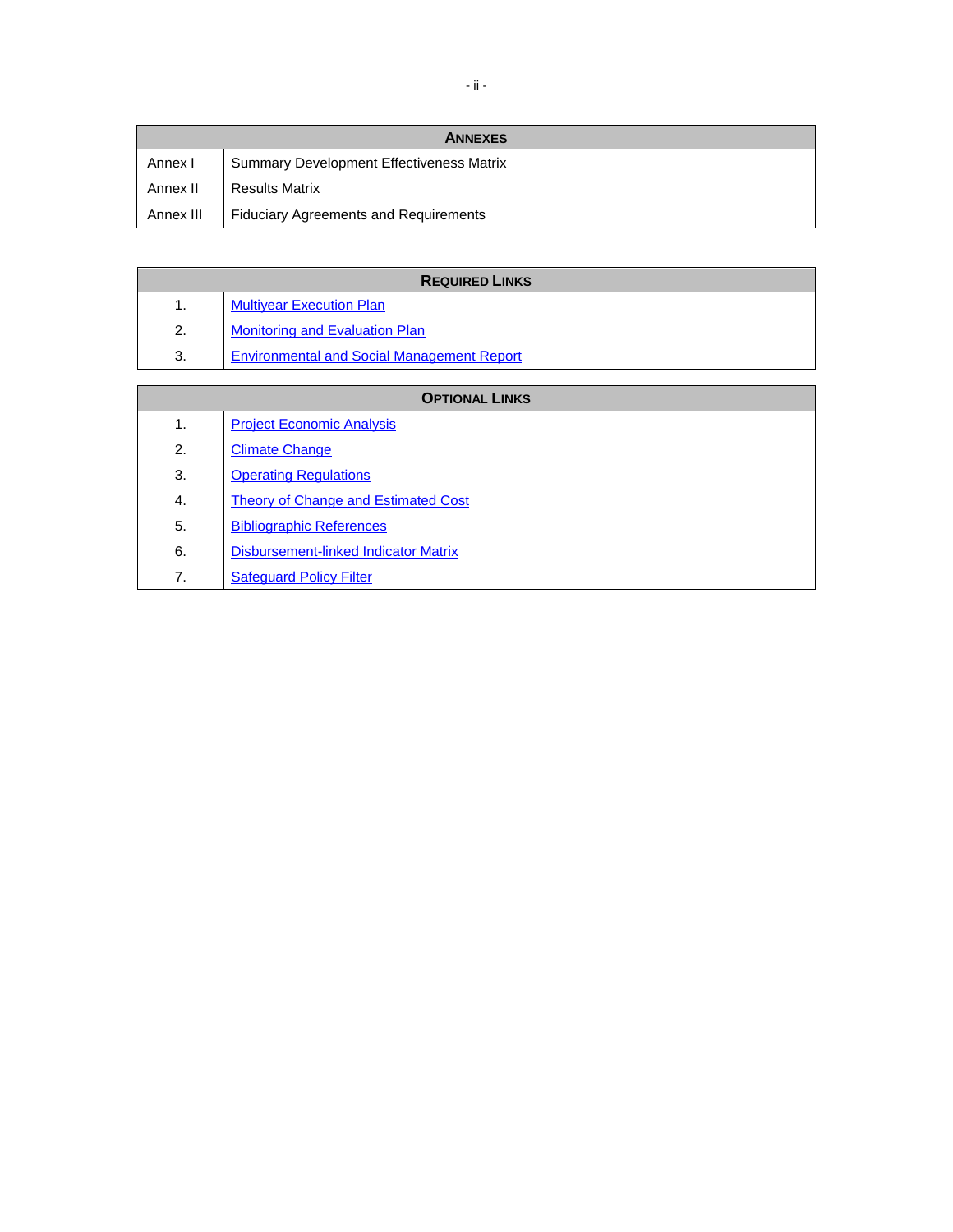| ANNEXES | |
|---|---|
| Annex I | Summary Development Effectiveness Matrix |
| Annex II | Results Matrix |
| Annex III | Fiduciary Agreements and Requirements |

| REQUIRED LINKS | |
|---|---|
| 1. | Multiyear Execution Plan |
| 2. | Monitoring and Evaluation Plan |
| 3. | Environmental and Social Management Report |

| OPTIONAL LINKS | |
|---|---|
| 1. | Project Economic Analysis |
| 2. | Climate Change |
| 3. | Operating Regulations |
| 4. | Theory of Change and Estimated Cost |
| 5. | Bibliographic References |
| 6. | Disbursement-linked Indicator Matrix |
| 7. | Safeguard Policy Filter |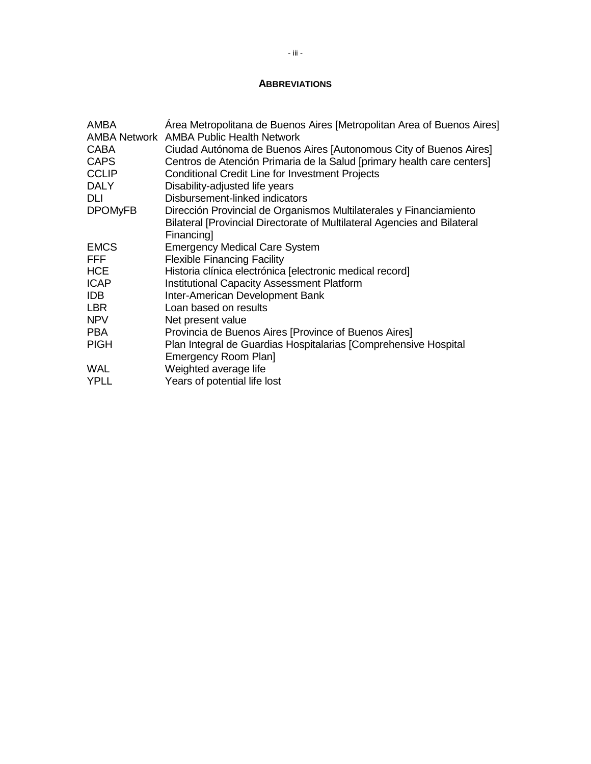## ABBREVIATIONS

| | |
|---|---|
| AMBA | Área Metropolitana de Buenos Aires [Metropolitan Area of Buenos Aires] |
| AMBA Network | AMBA Public Health Network |
| CABA | Ciudad Autónoma de Buenos Aires [Autonomous City of Buenos Aires] |
| CAPS | Centros de Atención Primaria de la Salud [primary health care centers] |
| CCLIP | Conditional Credit Line for Investment Projects |
| DALY | Disability-adjusted life years |
| DLI | Disbursement-linked indicators |
| DPOMyFB | Dirección Provincial de Organismos Multilaterales y Financiamiento Bilateral [Provincial Directorate of Multilateral Agencies and Bilateral Financing] |
| EMCS | Emergency Medical Care System |
| FFF | Flexible Financing Facility |
| HCE | Historia clínica electrónica [electronic medical record] |
| ICAP | Institutional Capacity Assessment Platform |
| IDB | Inter-American Development Bank |
| LBR | Loan based on results |
| NPV | Net present value |
| PBA | Provincia de Buenos Aires [Province of Buenos Aires] |
| PIGH | Plan Integral de Guardias Hospitalarias [Comprehensive Hospital Emergency Room Plan] |
| WAL | Weighted average life |
| YPLL | Years of potential life lost |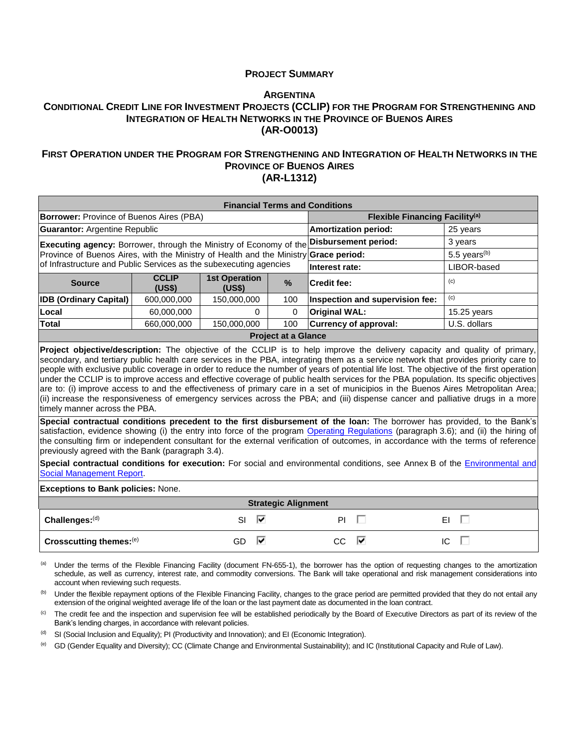# PROJECT SUMMARY

## ARGENTINA

## CONDITIONAL CREDIT LINE FOR INVESTMENT PROJECTS (CCLIP) FOR THE PROGRAM FOR STRENGTHENING AND INTEGRATION OF HEALTH NETWORKS IN THE PROVINCE OF BUENOS AIRES (AR-O0013)

## FIRST OPERATION UNDER THE PROGRAM FOR STRENGTHENING AND INTEGRATION OF HEALTH NETWORKS IN THE PROVINCE OF BUENOS AIRES (AR-L1312)

| **Financial Terms and Conditions** | | | | | |
|---|---|---|---|---|---|
| **Borrower:** Province of Buenos Aires (PBA) | | | | **Flexible Financing Facility**[(a)] | |
| **Guarantor:** Argentine Republic | | | | **Amortization period:** | 25 years |
| **Executing agency:** Borrower, through the Ministry of Economy of the Province of Buenos Aires, with the Ministry of Health and the Ministry of Infrastructure and Public Services as the subexecuting agencies | | | | **Disbursement period:** | 3 years |
| | | | | **Grace period:** | 5.5 years[(b)] |
| | | | | **Interest rate:** | LIBOR-based |
| **Source** | **CCLIP (US$)** | **1st Operation (US$)** | **%** | **Credit fee:** | [(c)] |
| **IDB (Ordinary Capital)** | 600,000,000 | 150,000,000 | 100 | **Inspection and supervision fee:** | [(c)] |
| **Local** | 60,000,000 | 0 | 0 | **Original WAL:** | 15.25 years |
| **Total** | 660,000,000 | 150,000,000 | 100 | **Currency of approval:** | U.S. dollars |

**Project at a Glance**

**Project objective/description:** The objective of the CCLIP is to help improve the delivery capacity and quality of primary, secondary, and tertiary public health care services in the PBA, integrating them as a service network that provides priority care to people with exclusive public coverage in order to reduce the number of years of potential life lost. The objective of the first operation under the CCLIP is to improve access and effective coverage of public health services for the PBA population. Its specific objectives are to: (i) improve access to and the effectiveness of primary care in a set of municipios in the Buenos Aires Metropolitan Area; (ii) increase the responsiveness of emergency services across the PBA; and (iii) dispense cancer and palliative drugs in a more timely manner across the PBA.

**Special contractual conditions precedent to the first disbursement of the loan:** The borrower has provided, to the Bank's satisfaction, evidence showing (i) the entry into force of the program Operating Regulations (paragraph 3.6); and (ii) the hiring of the consulting firm or independent consultant for the external verification of outcomes, in accordance with the terms of reference previously agreed with the Bank (paragraph 3.4).

**Special contractual conditions for execution:** For social and environmental conditions, see Annex B of the Environmental and Social Management Report.

**Exceptions to Bank policies:** None.

| **Strategic Alignment** | | | |
|---|---|---|---|
| **Challenges:**[(d)] | SI ☑ | PI ☐ | EI ☐ |
| **Crosscutting themes:**[(e)] | GD ☑ | CC ☑ | IC ☐ |

[(a)] Under the terms of the Flexible Financing Facility (document FN-655-1), the borrower has the option of requesting changes to the amortization schedule, as well as currency, interest rate, and commodity conversions. The Bank will take operational and risk management considerations into account when reviewing such requests.

[(b)] Under the flexible repayment options of the Flexible Financing Facility, changes to the grace period are permitted provided that they do not entail any extension of the original weighted average life of the loan or the last payment date as documented in the loan contract.

[(c)] The credit fee and the inspection and supervision fee will be established periodically by the Board of Executive Directors as part of its review of the Bank's lending charges, in accordance with relevant policies.

[(d)] SI (Social Inclusion and Equality); PI (Productivity and Innovation); and EI (Economic Integration).

[(e)] GD (Gender Equality and Diversity); CC (Climate Change and Environmental Sustainability); and IC (Institutional Capacity and Rule of Law).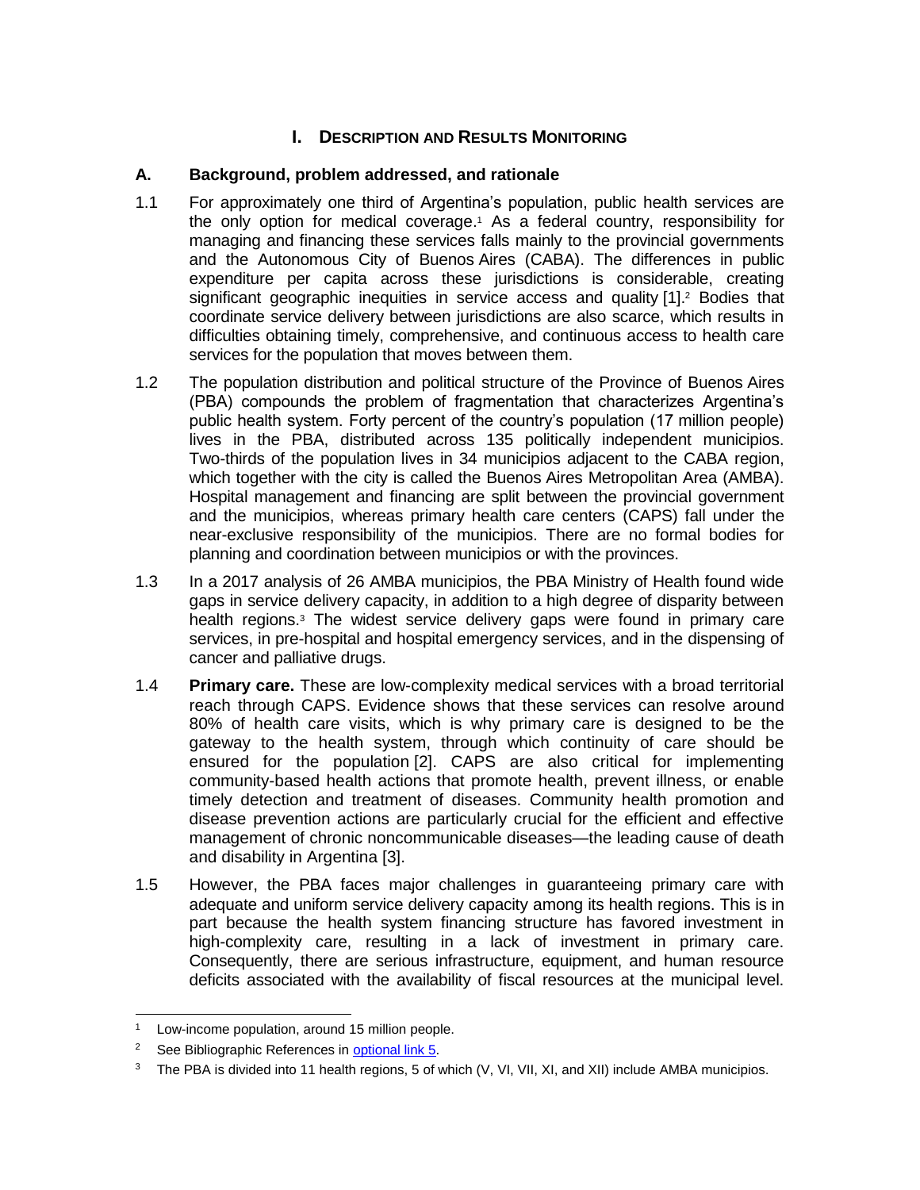# I. DESCRIPTION AND RESULTS MONITORING

## A. Background, problem addressed, and rationale

1.1 For approximately one third of Argentina's population, public health services are the only option for medical coverage.[1] As a federal country, responsibility for managing and financing these services falls mainly to the provincial governments and the Autonomous City of Buenos Aires (CABA). The differences in public expenditure per capita across these jurisdictions is considerable, creating significant geographic inequities in service access and quality [1].[2] Bodies that coordinate service delivery between jurisdictions are also scarce, which results in difficulties obtaining timely, comprehensive, and continuous access to health care services for the population that moves between them.

1.2 The population distribution and political structure of the Province of Buenos Aires (PBA) compounds the problem of fragmentation that characterizes Argentina's public health system. Forty percent of the country's population (17 million people) lives in the PBA, distributed across 135 politically independent municipios. Two-thirds of the population lives in 34 municipios adjacent to the CABA region, which together with the city is called the Buenos Aires Metropolitan Area (AMBA). Hospital management and financing are split between the provincial government and the municipios, whereas primary health care centers (CAPS) fall under the near-exclusive responsibility of the municipios. There are no formal bodies for planning and coordination between municipios or with the provinces.

1.3 In a 2017 analysis of 26 AMBA municipios, the PBA Ministry of Health found wide gaps in service delivery capacity, in addition to a high degree of disparity between health regions.[3] The widest service delivery gaps were found in primary care services, in pre-hospital and hospital emergency services, and in the dispensing of cancer and palliative drugs.

1.4 **Primary care.** These are low-complexity medical services with a broad territorial reach through CAPS. Evidence shows that these services can resolve around 80% of health care visits, which is why primary care is designed to be the gateway to the health system, through which continuity of care should be ensured for the population [2]. CAPS are also critical for implementing community-based health actions that promote health, prevent illness, or enable timely detection and treatment of diseases. Community health promotion and disease prevention actions are particularly crucial for the efficient and effective management of chronic noncommunicable diseases—the leading cause of death and disability in Argentina [3].

1.5 However, the PBA faces major challenges in guaranteeing primary care with adequate and uniform service delivery capacity among its health regions. This is in part because the health system financing structure has favored investment in high-complexity care, resulting in a lack of investment in primary care. Consequently, there are serious infrastructure, equipment, and human resource deficits associated with the availability of fiscal resources at the municipal level.

---

[1] Low-income population, around 15 million people.

[2] See Bibliographic References in optional link 5.

[3] The PBA is divided into 11 health regions, 5 of which (V, VI, VII, XI, and XII) include AMBA municipios.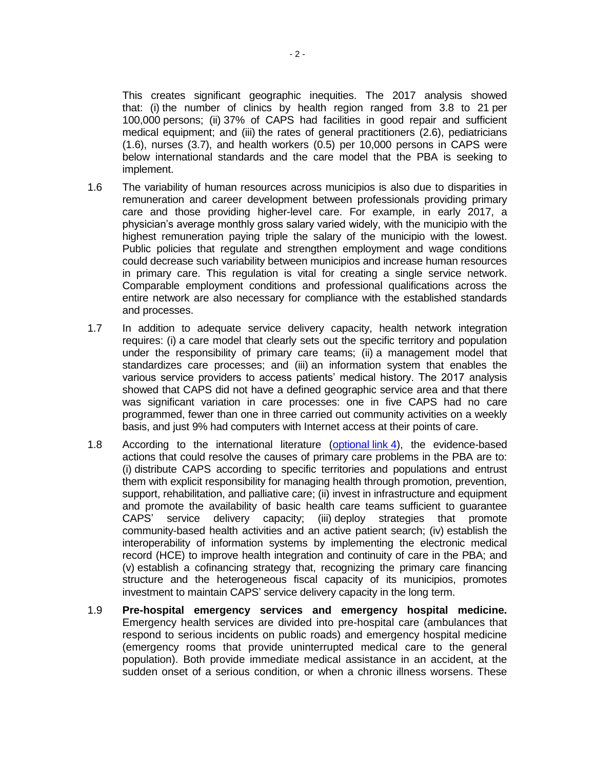This creates significant geographic inequities. The 2017 analysis showed that: (i) the number of clinics by health region ranged from 3.8 to 21 per 100,000 persons; (ii) 37% of CAPS had facilities in good repair and sufficient medical equipment; and (iii) the rates of general practitioners (2.6), pediatricians (1.6), nurses (3.7), and health workers (0.5) per 10,000 persons in CAPS were below international standards and the care model that the PBA is seeking to implement.

1.6 The variability of human resources across municipios is also due to disparities in remuneration and career development between professionals providing primary care and those providing higher-level care. For example, in early 2017, a physician's average monthly gross salary varied widely, with the municipio with the highest remuneration paying triple the salary of the municipio with the lowest. Public policies that regulate and strengthen employment and wage conditions could decrease such variability between municipios and increase human resources in primary care. This regulation is vital for creating a single service network. Comparable employment conditions and professional qualifications across the entire network are also necessary for compliance with the established standards and processes.

1.7 In addition to adequate service delivery capacity, health network integration requires: (i) a care model that clearly sets out the specific territory and population under the responsibility of primary care teams; (ii) a management model that standardizes care processes; and (iii) an information system that enables the various service providers to access patients' medical history. The 2017 analysis showed that CAPS did not have a defined geographic service area and that there was significant variation in care processes: one in five CAPS had no care programmed, fewer than one in three carried out community activities on a weekly basis, and just 9% had computers with Internet access at their points of care.

1.8 According to the international literature (optional link 4), the evidence-based actions that could resolve the causes of primary care problems in the PBA are to: (i) distribute CAPS according to specific territories and populations and entrust them with explicit responsibility for managing health through promotion, prevention, support, rehabilitation, and palliative care; (ii) invest in infrastructure and equipment and promote the availability of basic health care teams sufficient to guarantee CAPS' service delivery capacity; (iii) deploy strategies that promote community-based health activities and an active patient search; (iv) establish the interoperability of information systems by implementing the electronic medical record (HCE) to improve health integration and continuity of care in the PBA; and (v) establish a cofinancing strategy that, recognizing the primary care financing structure and the heterogeneous fiscal capacity of its municipios, promotes investment to maintain CAPS' service delivery capacity in the long term.

1.9 **Pre-hospital emergency services and emergency hospital medicine.** Emergency health services are divided into pre-hospital care (ambulances that respond to serious incidents on public roads) and emergency hospital medicine (emergency rooms that provide uninterrupted medical care to the general population). Both provide immediate medical assistance in an accident, at the sudden onset of a serious condition, or when a chronic illness worsens. These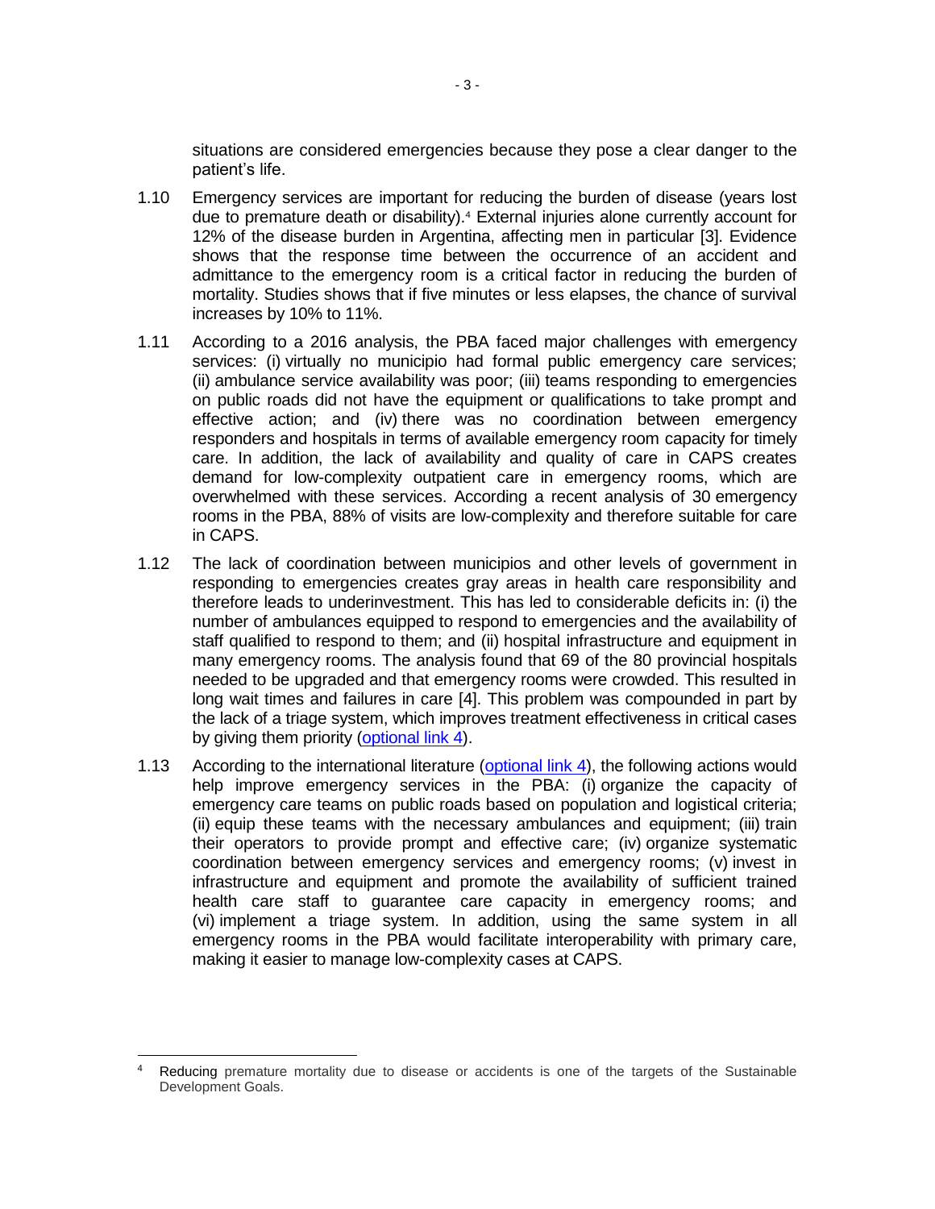situations are considered emergencies because they pose a clear danger to the patient's life.

1.10 Emergency services are important for reducing the burden of disease (years lost due to premature death or disability).[4] External injuries alone currently account for 12% of the disease burden in Argentina, affecting men in particular [3]. Evidence shows that the response time between the occurrence of an accident and admittance to the emergency room is a critical factor in reducing the burden of mortality. Studies shows that if five minutes or less elapses, the chance of survival increases by 10% to 11%.

1.11 According to a 2016 analysis, the PBA faced major challenges with emergency services: (i) virtually no municipio had formal public emergency care services; (ii) ambulance service availability was poor; (iii) teams responding to emergencies on public roads did not have the equipment or qualifications to take prompt and effective action; and (iv) there was no coordination between emergency responders and hospitals in terms of available emergency room capacity for timely care. In addition, the lack of availability and quality of care in CAPS creates demand for low-complexity outpatient care in emergency rooms, which are overwhelmed with these services. According a recent analysis of 30 emergency rooms in the PBA, 88% of visits are low-complexity and therefore suitable for care in CAPS.

1.12 The lack of coordination between municipios and other levels of government in responding to emergencies creates gray areas in health care responsibility and therefore leads to underinvestment. This has led to considerable deficits in: (i) the number of ambulances equipped to respond to emergencies and the availability of staff qualified to respond to them; and (ii) hospital infrastructure and equipment in many emergency rooms. The analysis found that 69 of the 80 provincial hospitals needed to be upgraded and that emergency rooms were crowded. This resulted in long wait times and failures in care [4]. This problem was compounded in part by the lack of a triage system, which improves treatment effectiveness in critical cases by giving them priority (optional link 4).

1.13 According to the international literature (optional link 4), the following actions would help improve emergency services in the PBA: (i) organize the capacity of emergency care teams on public roads based on population and logistical criteria; (ii) equip these teams with the necessary ambulances and equipment; (iii) train their operators to provide prompt and effective care; (iv) organize systematic coordination between emergency services and emergency rooms; (v) invest in infrastructure and equipment and promote the availability of sufficient trained health care staff to guarantee care capacity in emergency rooms; and (vi) implement a triage system. In addition, using the same system in all emergency rooms in the PBA would facilitate interoperability with primary care, making it easier to manage low-complexity cases at CAPS.

---

[4] Reducing premature mortality due to disease or accidents is one of the targets of the Sustainable Development Goals.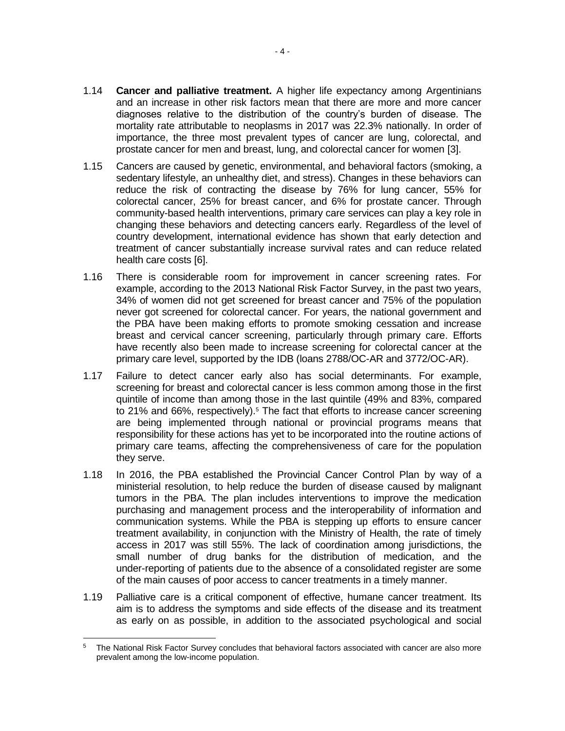1.14 **Cancer and palliative treatment.** A higher life expectancy among Argentinians and an increase in other risk factors mean that there are more and more cancer diagnoses relative to the distribution of the country's burden of disease. The mortality rate attributable to neoplasms in 2017 was 22.3% nationally. In order of importance, the three most prevalent types of cancer are lung, colorectal, and prostate cancer for men and breast, lung, and colorectal cancer for women [3].

1.15 Cancers are caused by genetic, environmental, and behavioral factors (smoking, a sedentary lifestyle, an unhealthy diet, and stress). Changes in these behaviors can reduce the risk of contracting the disease by 76% for lung cancer, 55% for colorectal cancer, 25% for breast cancer, and 6% for prostate cancer. Through community-based health interventions, primary care services can play a key role in changing these behaviors and detecting cancers early. Regardless of the level of country development, international evidence has shown that early detection and treatment of cancer substantially increase survival rates and can reduce related health care costs [6].

1.16 There is considerable room for improvement in cancer screening rates. For example, according to the 2013 National Risk Factor Survey, in the past two years, 34% of women did not get screened for breast cancer and 75% of the population never got screened for colorectal cancer. For years, the national government and the PBA have been making efforts to promote smoking cessation and increase breast and cervical cancer screening, particularly through primary care. Efforts have recently also been made to increase screening for colorectal cancer at the primary care level, supported by the IDB (loans 2788/OC-AR and 3772/OC-AR).

1.17 Failure to detect cancer early also has social determinants. For example, screening for breast and colorectal cancer is less common among those in the first quintile of income than among those in the last quintile (49% and 83%, compared to 21% and 66%, respectively).[5] The fact that efforts to increase cancer screening are being implemented through national or provincial programs means that responsibility for these actions has yet to be incorporated into the routine actions of primary care teams, affecting the comprehensiveness of care for the population they serve.

1.18 In 2016, the PBA established the Provincial Cancer Control Plan by way of a ministerial resolution, to help reduce the burden of disease caused by malignant tumors in the PBA. The plan includes interventions to improve the medication purchasing and management process and the interoperability of information and communication systems. While the PBA is stepping up efforts to ensure cancer treatment availability, in conjunction with the Ministry of Health, the rate of timely access in 2017 was still 55%. The lack of coordination among jurisdictions, the small number of drug banks for the distribution of medication, and the under-reporting of patients due to the absence of a consolidated register are some of the main causes of poor access to cancer treatments in a timely manner.

1.19 Palliative care is a critical component of effective, humane cancer treatment. Its aim is to address the symptoms and side effects of the disease and its treatment as early on as possible, in addition to the associated psychological and social

[5] The National Risk Factor Survey concludes that behavioral factors associated with cancer are also more prevalent among the low-income population.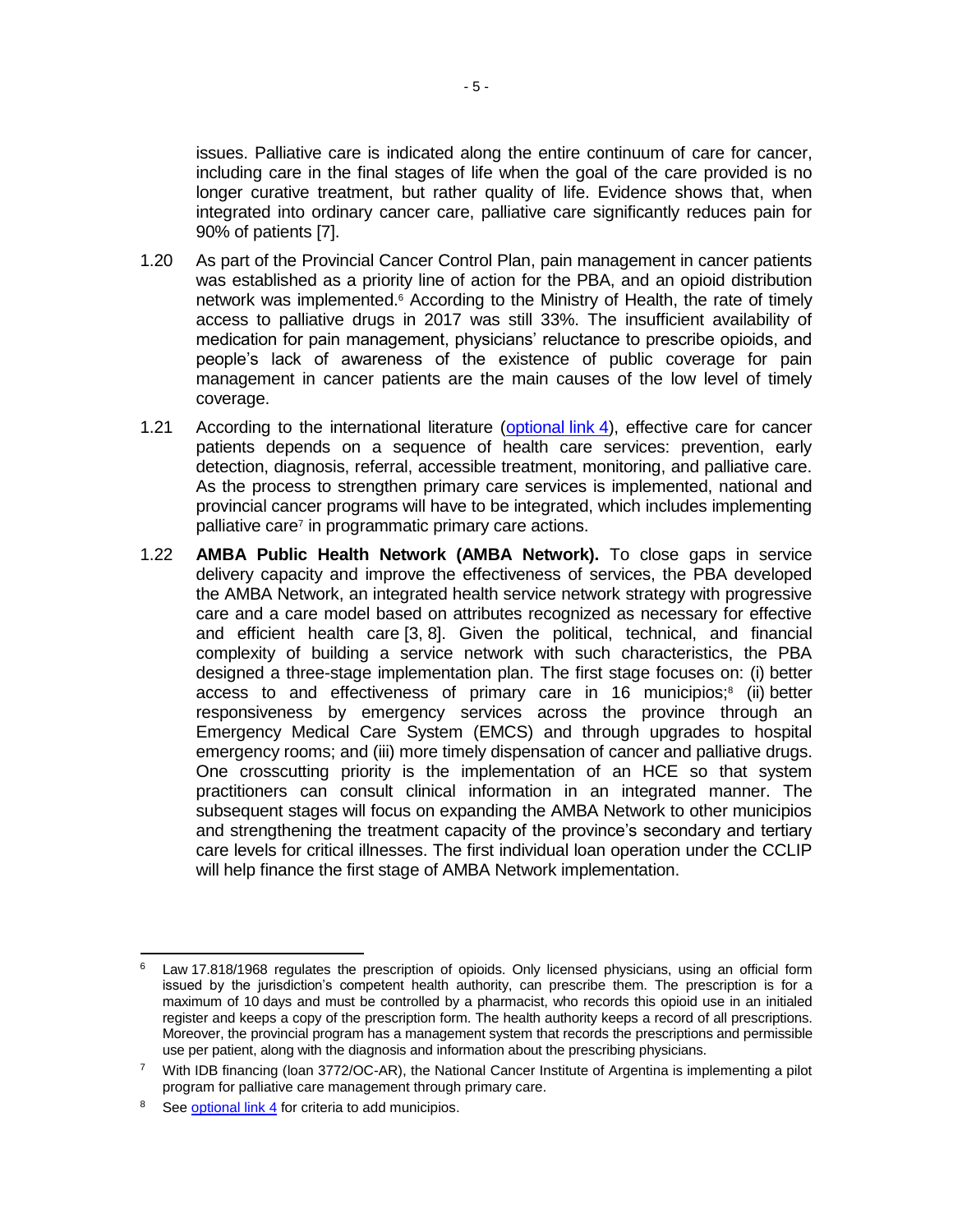issues. Palliative care is indicated along the entire continuum of care for cancer, including care in the final stages of life when the goal of the care provided is no longer curative treatment, but rather quality of life. Evidence shows that, when integrated into ordinary cancer care, palliative care significantly reduces pain for 90% of patients [7].

1.20 As part of the Provincial Cancer Control Plan, pain management in cancer patients was established as a priority line of action for the PBA, and an opioid distribution network was implemented.[6] According to the Ministry of Health, the rate of timely access to palliative drugs in 2017 was still 33%. The insufficient availability of medication for pain management, physicians' reluctance to prescribe opioids, and people's lack of awareness of the existence of public coverage for pain management in cancer patients are the main causes of the low level of timely coverage.

1.21 According to the international literature (optional link 4), effective care for cancer patients depends on a sequence of health care services: prevention, early detection, diagnosis, referral, accessible treatment, monitoring, and palliative care. As the process to strengthen primary care services is implemented, national and provincial cancer programs will have to be integrated, which includes implementing palliative care[7] in programmatic primary care actions.

1.22 **AMBA Public Health Network (AMBA Network).** To close gaps in service delivery capacity and improve the effectiveness of services, the PBA developed the AMBA Network, an integrated health service network strategy with progressive care and a care model based on attributes recognized as necessary for effective and efficient health care [3, 8]. Given the political, technical, and financial complexity of building a service network with such characteristics, the PBA designed a three-stage implementation plan. The first stage focuses on: (i) better access to and effectiveness of primary care in 16 municipios;[8] (ii) better responsiveness by emergency services across the province through an Emergency Medical Care System (EMCS) and through upgrades to hospital emergency rooms; and (iii) more timely dispensation of cancer and palliative drugs. One crosscutting priority is the implementation of an HCE so that system practitioners can consult clinical information in an integrated manner. The subsequent stages will focus on expanding the AMBA Network to other municipios and strengthening the treatment capacity of the province's secondary and tertiary care levels for critical illnesses. The first individual loan operation under the CCLIP will help finance the first stage of AMBA Network implementation.

---

[6] Law 17.818/1968 regulates the prescription of opioids. Only licensed physicians, using an official form issued by the jurisdiction's competent health authority, can prescribe them. The prescription is for a maximum of 10 days and must be controlled by a pharmacist, who records this opioid use in an initialed register and keeps a copy of the prescription form. The health authority keeps a record of all prescriptions. Moreover, the provincial program has a management system that records the prescriptions and permissible use per patient, along with the diagnosis and information about the prescribing physicians.

[7] With IDB financing (loan 3772/OC-AR), the National Cancer Institute of Argentina is implementing a pilot program for palliative care management through primary care.

[8] See optional link 4 for criteria to add municipios.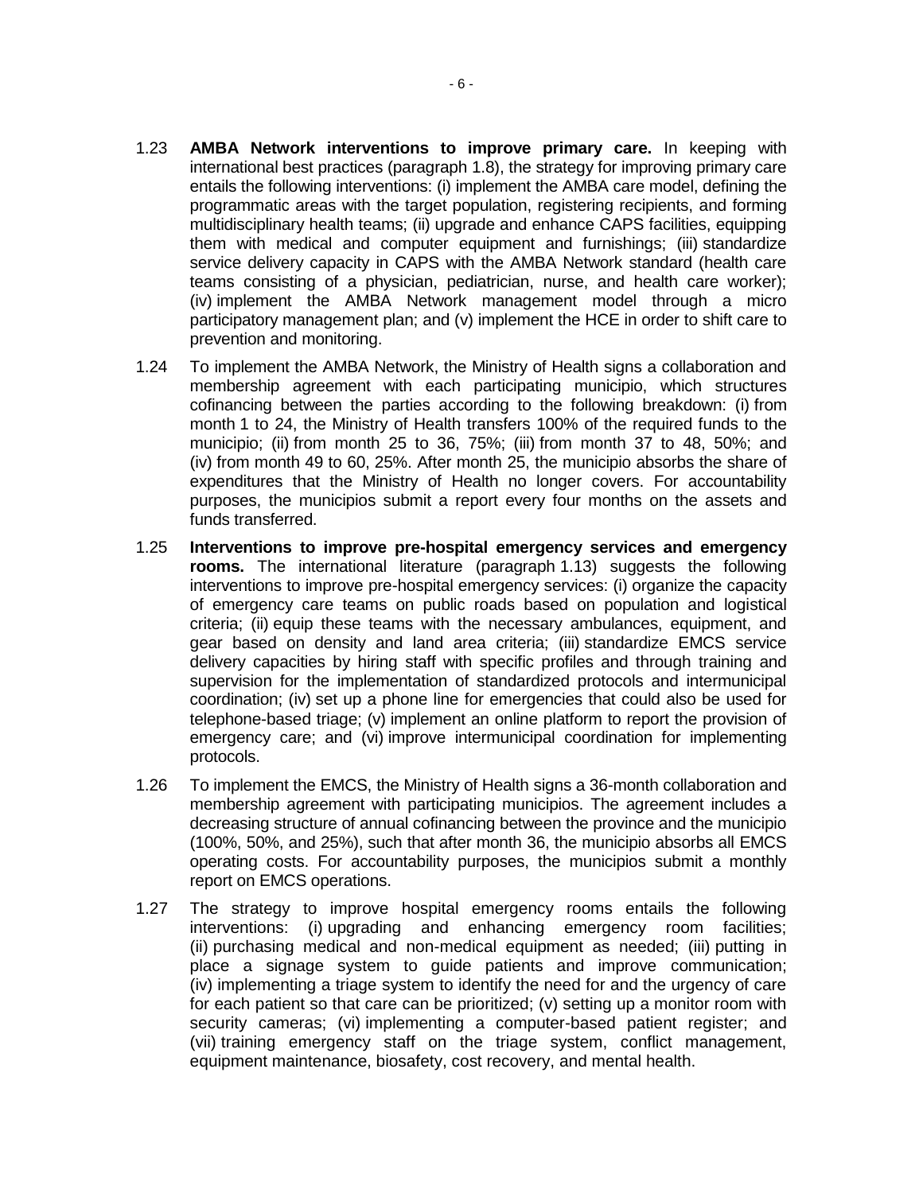1.23 **AMBA Network interventions to improve primary care.** In keeping with international best practices (paragraph 1.8), the strategy for improving primary care entails the following interventions: (i) implement the AMBA care model, defining the programmatic areas with the target population, registering recipients, and forming multidisciplinary health teams; (ii) upgrade and enhance CAPS facilities, equipping them with medical and computer equipment and furnishings; (iii) standardize service delivery capacity in CAPS with the AMBA Network standard (health care teams consisting of a physician, pediatrician, nurse, and health care worker); (iv) implement the AMBA Network management model through a micro participatory management plan; and (v) implement the HCE in order to shift care to prevention and monitoring.

1.24 To implement the AMBA Network, the Ministry of Health signs a collaboration and membership agreement with each participating municipio, which structures cofinancing between the parties according to the following breakdown: (i) from month 1 to 24, the Ministry of Health transfers 100% of the required funds to the municipio; (ii) from month 25 to 36, 75%; (iii) from month 37 to 48, 50%; and (iv) from month 49 to 60, 25%. After month 25, the municipio absorbs the share of expenditures that the Ministry of Health no longer covers. For accountability purposes, the municipios submit a report every four months on the assets and funds transferred.

1.25 **Interventions to improve pre-hospital emergency services and emergency rooms.** The international literature (paragraph 1.13) suggests the following interventions to improve pre-hospital emergency services: (i) organize the capacity of emergency care teams on public roads based on population and logistical criteria; (ii) equip these teams with the necessary ambulances, equipment, and gear based on density and land area criteria; (iii) standardize EMCS service delivery capacities by hiring staff with specific profiles and through training and supervision for the implementation of standardized protocols and intermunicipal coordination; (iv) set up a phone line for emergencies that could also be used for telephone-based triage; (v) implement an online platform to report the provision of emergency care; and (vi) improve intermunicipal coordination for implementing protocols.

1.26 To implement the EMCS, the Ministry of Health signs a 36-month collaboration and membership agreement with participating municipios. The agreement includes a decreasing structure of annual cofinancing between the province and the municipio (100%, 50%, and 25%), such that after month 36, the municipio absorbs all EMCS operating costs. For accountability purposes, the municipios submit a monthly report on EMCS operations.

1.27 The strategy to improve hospital emergency rooms entails the following interventions: (i) upgrading and enhancing emergency room facilities; (ii) purchasing medical and non-medical equipment as needed; (iii) putting in place a signage system to guide patients and improve communication; (iv) implementing a triage system to identify the need for and the urgency of care for each patient so that care can be prioritized; (v) setting up a monitor room with security cameras; (vi) implementing a computer-based patient register; and (vii) training emergency staff on the triage system, conflict management, equipment maintenance, biosafety, cost recovery, and mental health.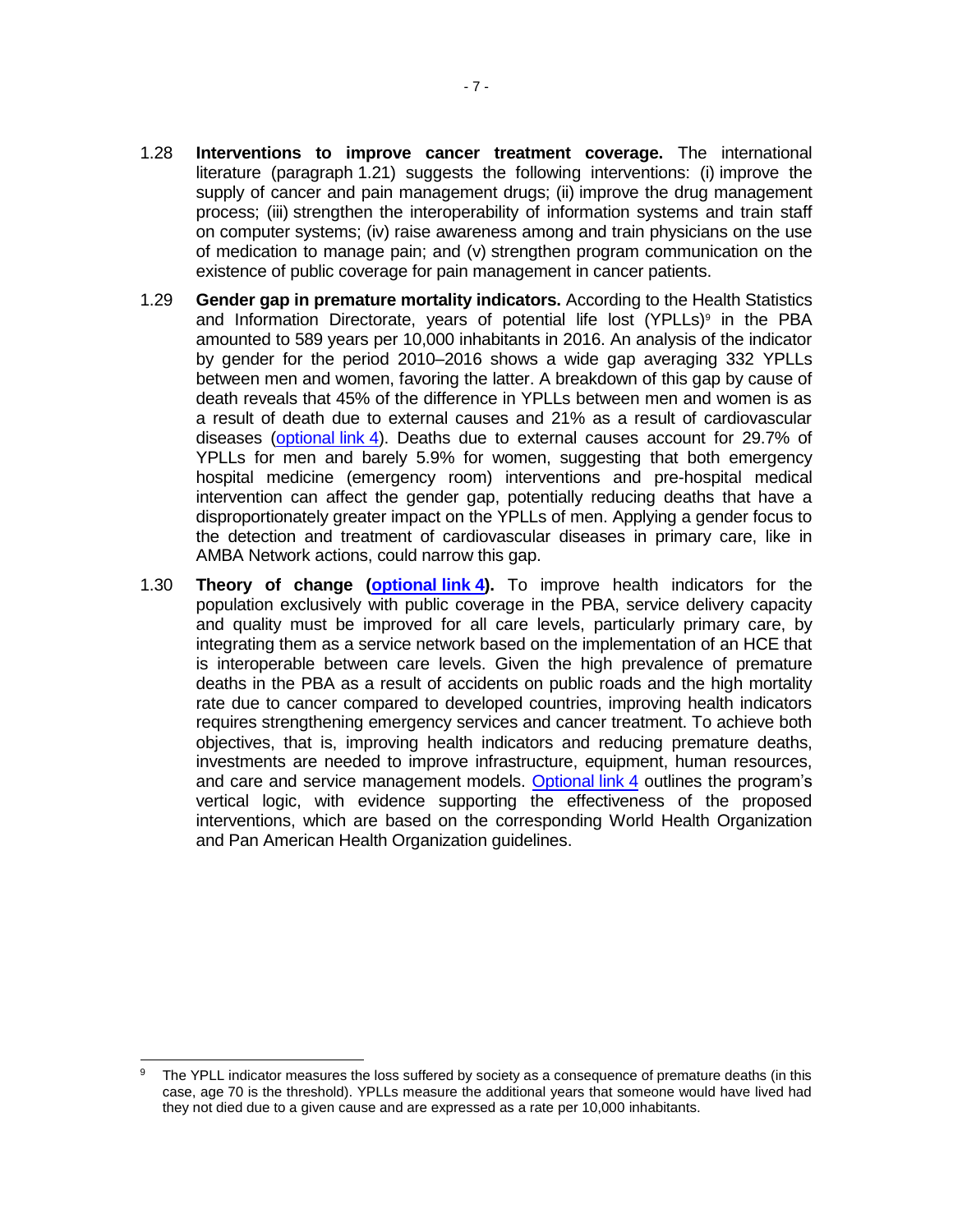1.28 **Interventions to improve cancer treatment coverage.** The international literature (paragraph 1.21) suggests the following interventions: (i) improve the supply of cancer and pain management drugs; (ii) improve the drug management process; (iii) strengthen the interoperability of information systems and train staff on computer systems; (iv) raise awareness among and train physicians on the use of medication to manage pain; and (v) strengthen program communication on the existence of public coverage for pain management in cancer patients.

1.29 **Gender gap in premature mortality indicators.** According to the Health Statistics and Information Directorate, years of potential life lost (YPLLs)[9] in the PBA amounted to 589 years per 10,000 inhabitants in 2016. An analysis of the indicator by gender for the period 2010–2016 shows a wide gap averaging 332 YPLLs between men and women, favoring the latter. A breakdown of this gap by cause of death reveals that 45% of the difference in YPLLs between men and women is as a result of death due to external causes and 21% as a result of cardiovascular diseases (optional link 4). Deaths due to external causes account for 29.7% of YPLLs for men and barely 5.9% for women, suggesting that both emergency hospital medicine (emergency room) interventions and pre-hospital medical intervention can affect the gender gap, potentially reducing deaths that have a disproportionately greater impact on the YPLLs of men. Applying a gender focus to the detection and treatment of cardiovascular diseases in primary care, like in AMBA Network actions, could narrow this gap.

1.30 **Theory of change (optional link 4).** To improve health indicators for the population exclusively with public coverage in the PBA, service delivery capacity and quality must be improved for all care levels, particularly primary care, by integrating them as a service network based on the implementation of an HCE that is interoperable between care levels. Given the high prevalence of premature deaths in the PBA as a result of accidents on public roads and the high mortality rate due to cancer compared to developed countries, improving health indicators requires strengthening emergency services and cancer treatment. To achieve both objectives, that is, improving health indicators and reducing premature deaths, investments are needed to improve infrastructure, equipment, human resources, and care and service management models. Optional link 4 outlines the program's vertical logic, with evidence supporting the effectiveness of the proposed interventions, which are based on the corresponding World Health Organization and Pan American Health Organization guidelines.

---

[9] The YPLL indicator measures the loss suffered by society as a consequence of premature deaths (in this case, age 70 is the threshold). YPLLs measure the additional years that someone would have lived had they not died due to a given cause and are expressed as a rate per 10,000 inhabitants.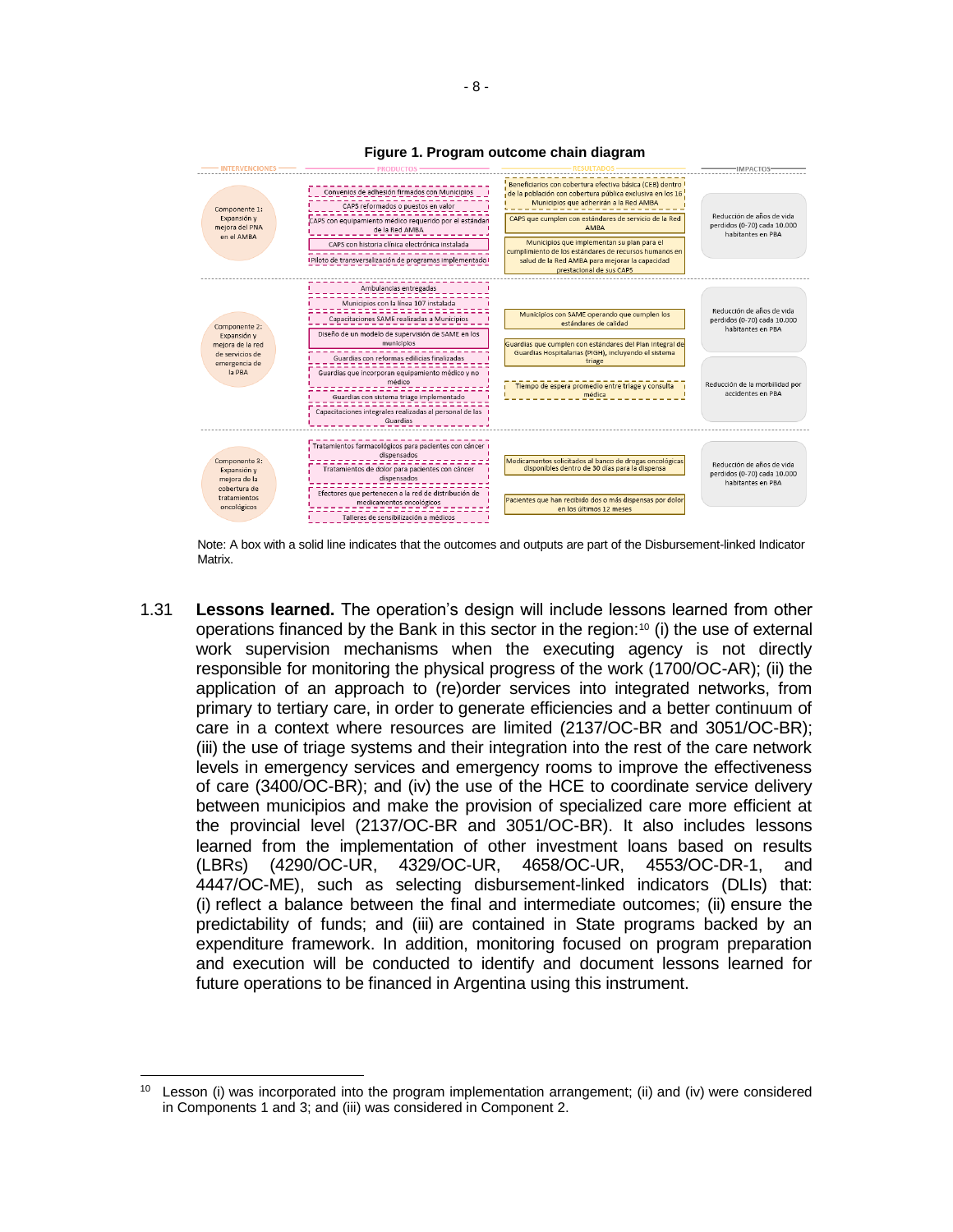**Figure 1. Program outcome chain diagram**

| INTERVENCIONES | PRODUCTOS | RESULTADOS | IMPACTOS |
| --- | --- | --- | --- |
| Componente 1: Expansión y mejora del PNA en el AMBA | Convenios de adhesión firmados con Municipios<br>CAPS reformados o puestos en valor<br>CAPS con equipamiento médico requerido por el estándar de la Red AMBA<br>CAPS con historia clínica electrónica instalada<br>Piloto de transversalización de programas implementado | Beneficiarios con cobertura efectiva básica (CEB) dentro de la población con cobertura pública exclusiva en los 16 Municipios que adherirán a la Red AMBA<br>CAPS que cumplen con estándares de servicio de la Red AMBA<br>Municipios que implementan su plan para el cumplimiento de los estándares de recursos humanos en salud de la Red AMBA para mejorar la capacidad prestacional de sus CAPS | Reducción de años de vida perdidos (0-70) cada 10.000 habitantes en PBA |
| Componente 2: Expansión y mejora de la red de servicios de emergencia de la PBA | Ambulancias entregadas<br>Municipios con la línea 107 instalada<br>Capacitaciones SAME realizadas a Municipios<br>Diseño de un modelo de supervisión de SAME en los municipios<br>Guardias con reformas edilicias finalizadas<br>Guardias que incorporan equipamiento médico y no médico<br>Guardias con sistema triage implementado<br>Capacitaciones integrales realizadas al personal de las Guardias | Municipios con SAME operando que cumplen los estándares de calidad<br>Guardias que cumplen con estándares del Plan Integral de Guardias Hospitalarias (PIGH), incluyendo el sistema triage<br>Tiempo de espera promedio entre triage y consulta médica | Reducción de años de vida perdidos (0-70) cada 10.000 habitantes en PBA<br>Reducción de la morbilidad por accidentes en PBA |
| Componente 3: Expansión y mejora de la cobertura de tratamientos oncológicos | Tratamientos farmacológicos para pacientes con cáncer dispensados<br>Tratamientos de dolor para pacientes con cáncer dispensados<br>Efectores que pertenecen a la red de distribución de medicamentos oncológicos<br>Talleres de sensibilización a médicos | Medicamentos solicitados al banco de drogas oncológicas disponibles dentro de 30 días para la dispensa<br>Pacientes que han recibido dos o más dispensas por dolor en los últimos 12 meses | Reducción de años de vida perdidos (0-70) cada 10.000 habitantes en PBA |

Note: A box with a solid line indicates that the outcomes and outputs are part of the Disbursement-linked Indicator Matrix.

1.31 **Lessons learned.** The operation's design will include lessons learned from other operations financed by the Bank in this sector in the region:[10] (i) the use of external work supervision mechanisms when the executing agency is not directly responsible for monitoring the physical progress of the work (1700/OC-AR); (ii) the application of an approach to (re)order services into integrated networks, from primary to tertiary care, in order to generate efficiencies and a better continuum of care in a context where resources are limited (2137/OC-BR and 3051/OC-BR); (iii) the use of triage systems and their integration into the rest of the care network levels in emergency services and emergency rooms to improve the effectiveness of care (3400/OC-BR); and (iv) the use of the HCE to coordinate service delivery between municipios and make the provision of specialized care more efficient at the provincial level (2137/OC-BR and 3051/OC-BR). It also includes lessons learned from the implementation of other investment loans based on results (LBRs) (4290/OC-UR, 4329/OC-UR, 4658/OC-UR, 4553/OC-DR-1, and 4447/OC-ME), such as selecting disbursement-linked indicators (DLIs) that: (i) reflect a balance between the final and intermediate outcomes; (ii) ensure the predictability of funds; and (iii) are contained in State programs backed by an expenditure framework. In addition, monitoring focused on program preparation and execution will be conducted to identify and document lessons learned for future operations to be financed in Argentina using this instrument.

[10] Lesson (i) was incorporated into the program implementation arrangement; (ii) and (iv) were considered in Components 1 and 3; and (iii) was considered in Component 2.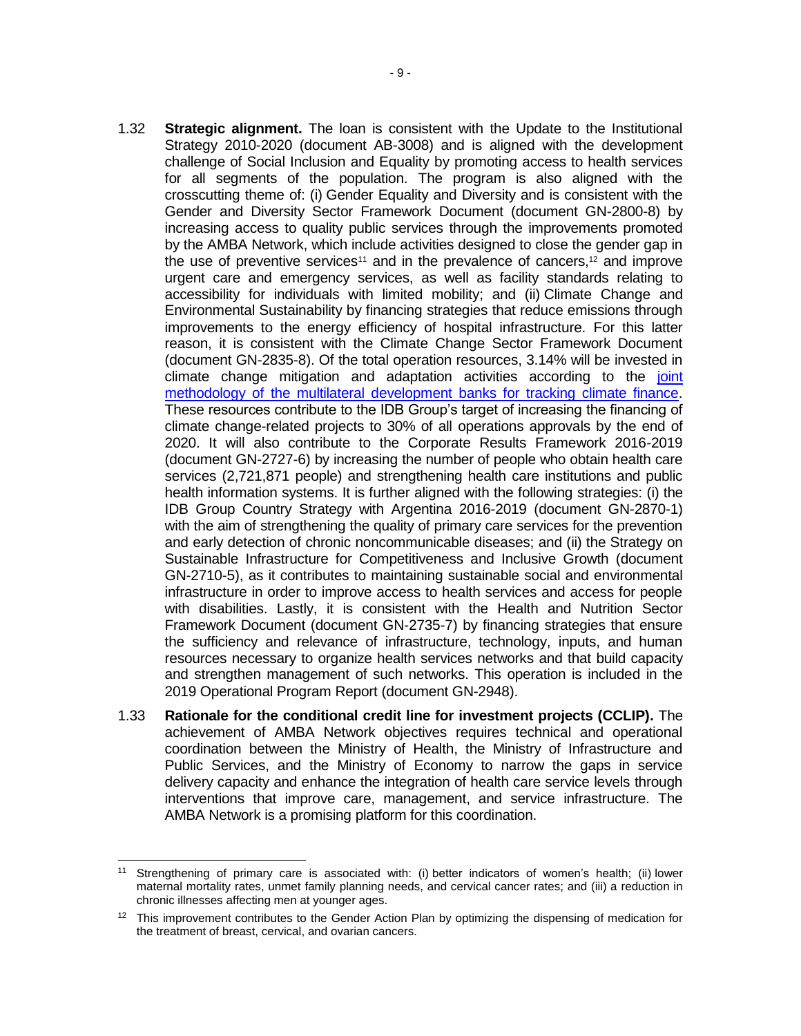1.32 **Strategic alignment.** The loan is consistent with the Update to the Institutional Strategy 2010-2020 (document AB-3008) and is aligned with the development challenge of Social Inclusion and Equality by promoting access to health services for all segments of the population. The program is also aligned with the crosscutting theme of: (i) Gender Equality and Diversity and is consistent with the Gender and Diversity Sector Framework Document (document GN-2800-8) by increasing access to quality public services through the improvements promoted by the AMBA Network, which include activities designed to close the gender gap in the use of preventive services[11] and in the prevalence of cancers,[12] and improve urgent care and emergency services, as well as facility standards relating to accessibility for individuals with limited mobility; and (ii) Climate Change and Environmental Sustainability by financing strategies that reduce emissions through improvements to the energy efficiency of hospital infrastructure. For this latter reason, it is consistent with the Climate Change Sector Framework Document (document GN-2835-8). Of the total operation resources, 3.14% will be invested in climate change mitigation and adaptation activities according to the joint methodology of the multilateral development banks for tracking climate finance. These resources contribute to the IDB Group's target of increasing the financing of climate change-related projects to 30% of all operations approvals by the end of 2020. It will also contribute to the Corporate Results Framework 2016-2019 (document GN-2727-6) by increasing the number of people who obtain health care services (2,721,871 people) and strengthening health care institutions and public health information systems. It is further aligned with the following strategies: (i) the IDB Group Country Strategy with Argentina 2016-2019 (document GN-2870-1) with the aim of strengthening the quality of primary care services for the prevention and early detection of chronic noncommunicable diseases; and (ii) the Strategy on Sustainable Infrastructure for Competitiveness and Inclusive Growth (document GN-2710-5), as it contributes to maintaining sustainable social and environmental infrastructure in order to improve access to health services and access for people with disabilities. Lastly, it is consistent with the Health and Nutrition Sector Framework Document (document GN-2735-7) by financing strategies that ensure the sufficiency and relevance of infrastructure, technology, inputs, and human resources necessary to organize health services networks and that build capacity and strengthen management of such networks. This operation is included in the 2019 Operational Program Report (document GN-2948).

1.33 **Rationale for the conditional credit line for investment projects (CCLIP).** The achievement of AMBA Network objectives requires technical and operational coordination between the Ministry of Health, the Ministry of Infrastructure and Public Services, and the Ministry of Economy to narrow the gaps in service delivery capacity and enhance the integration of health care service levels through interventions that improve care, management, and service infrastructure. The AMBA Network is a promising platform for this coordination.

---

[11] Strengthening of primary care is associated with: (i) better indicators of women's health; (ii) lower maternal mortality rates, unmet family planning needs, and cervical cancer rates; and (iii) a reduction in chronic illnesses affecting men at younger ages.

[12] This improvement contributes to the Gender Action Plan by optimizing the dispensing of medication for the treatment of breast, cervical, and ovarian cancers.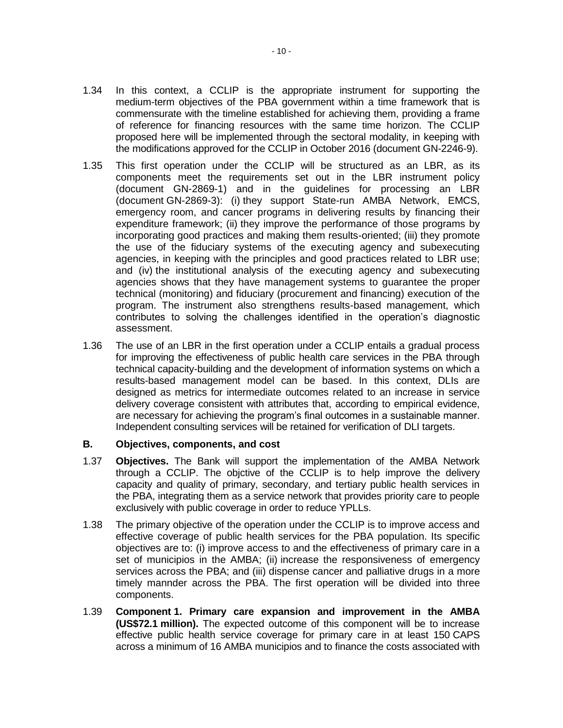1.34 In this context, a CCLIP is the appropriate instrument for supporting the medium-term objectives of the PBA government within a time framework that is commensurate with the timeline established for achieving them, providing a frame of reference for financing resources with the same time horizon. The CCLIP proposed here will be implemented through the sectoral modality, in keeping with the modifications approved for the CCLIP in October 2016 (document GN-2246-9).

1.35 This first operation under the CCLIP will be structured as an LBR, as its components meet the requirements set out in the LBR instrument policy (document GN-2869-1) and in the guidelines for processing an LBR (document GN-2869-3): (i) they support State-run AMBA Network, EMCS, emergency room, and cancer programs in delivering results by financing their expenditure framework; (ii) they improve the performance of those programs by incorporating good practices and making them results-oriented; (iii) they promote the use of the fiduciary systems of the executing agency and subexecuting agencies, in keeping with the principles and good practices related to LBR use; and (iv) the institutional analysis of the executing agency and subexecuting agencies shows that they have management systems to guarantee the proper technical (monitoring) and fiduciary (procurement and financing) execution of the program. The instrument also strengthens results-based management, which contributes to solving the challenges identified in the operation's diagnostic assessment.

1.36 The use of an LBR in the first operation under a CCLIP entails a gradual process for improving the effectiveness of public health care services in the PBA through technical capacity-building and the development of information systems on which a results-based management model can be based. In this context, DLIs are designed as metrics for intermediate outcomes related to an increase in service delivery coverage consistent with attributes that, according to empirical evidence, are necessary for achieving the program's final outcomes in a sustainable manner. Independent consulting services will be retained for verification of DLI targets.

### B. Objectives, components, and cost

1.37 **Objectives.** The Bank will support the implementation of the AMBA Network through a CCLIP. The objctive of the CCLIP is to help improve the delivery capacity and quality of primary, secondary, and tertiary public health services in the PBA, integrating them as a service network that provides priority care to people exclusively with public coverage in order to reduce YPLLs.

1.38 The primary objective of the operation under the CCLIP is to improve access and effective coverage of public health services for the PBA population. Its specific objectives are to: (i) improve access to and the effectiveness of primary care in a set of municipios in the AMBA; (ii) increase the responsiveness of emergency services across the PBA; and (iii) dispense cancer and palliative drugs in a more timely mannder across the PBA. The first operation will be divided into three components.

1.39 **Component 1. Primary care expansion and improvement in the AMBA (US$72.1 million).** The expected outcome of this component will be to increase effective public health service coverage for primary care in at least 150 CAPS across a minimum of 16 AMBA municipios and to finance the costs associated with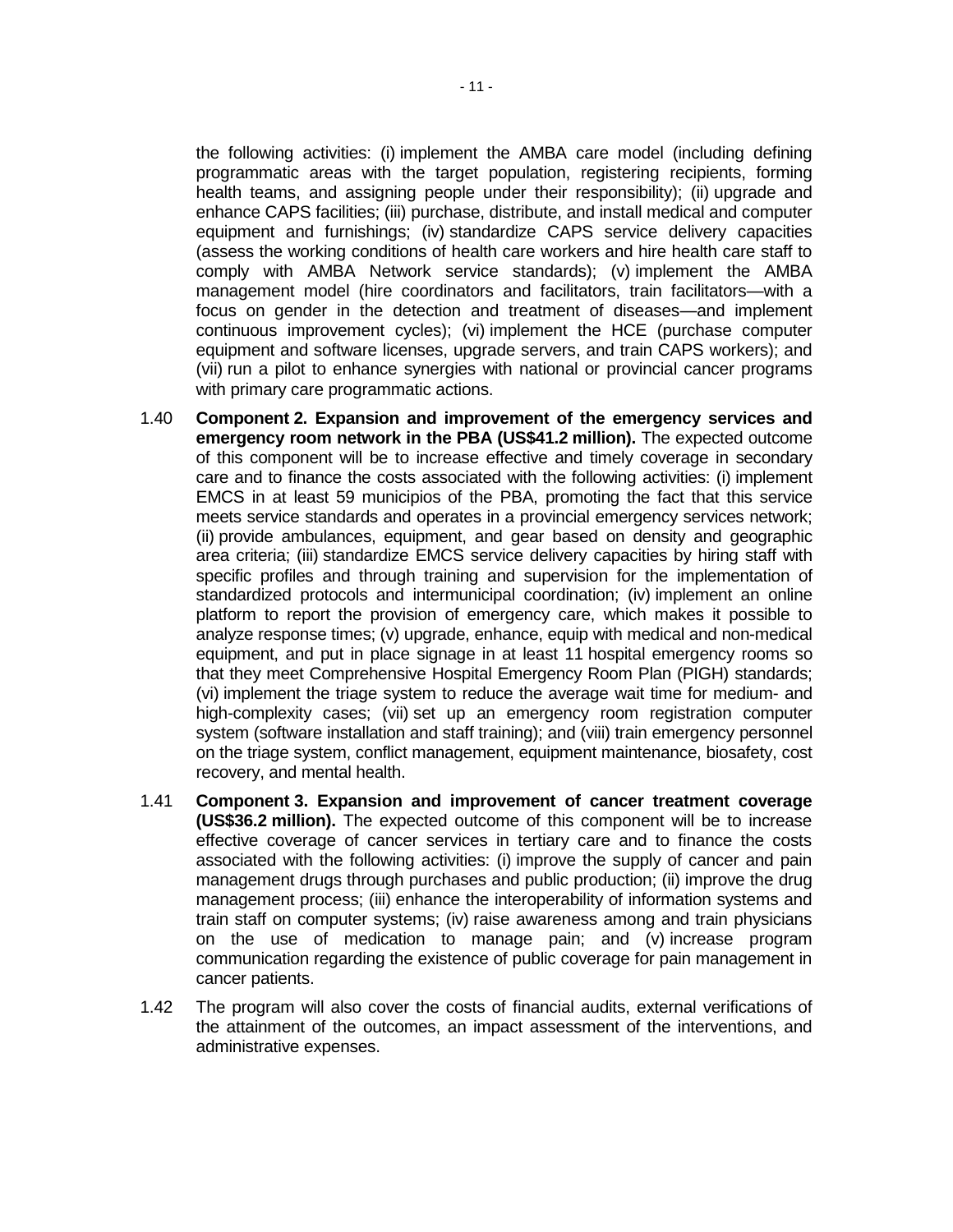the following activities: (i) implement the AMBA care model (including defining programmatic areas with the target population, registering recipients, forming health teams, and assigning people under their responsibility); (ii) upgrade and enhance CAPS facilities; (iii) purchase, distribute, and install medical and computer equipment and furnishings; (iv) standardize CAPS service delivery capacities (assess the working conditions of health care workers and hire health care staff to comply with AMBA Network service standards); (v) implement the AMBA management model (hire coordinators and facilitators, train facilitators—with a focus on gender in the detection and treatment of diseases—and implement continuous improvement cycles); (vi) implement the HCE (purchase computer equipment and software licenses, upgrade servers, and train CAPS workers); and (vii) run a pilot to enhance synergies with national or provincial cancer programs with primary care programmatic actions.

1.40 **Component 2. Expansion and improvement of the emergency services and emergency room network in the PBA (US$41.2 million).** The expected outcome of this component will be to increase effective and timely coverage in secondary care and to finance the costs associated with the following activities: (i) implement EMCS in at least 59 municipios of the PBA, promoting the fact that this service meets service standards and operates in a provincial emergency services network; (ii) provide ambulances, equipment, and gear based on density and geographic area criteria; (iii) standardize EMCS service delivery capacities by hiring staff with specific profiles and through training and supervision for the implementation of standardized protocols and intermunicipal coordination; (iv) implement an online platform to report the provision of emergency care, which makes it possible to analyze response times; (v) upgrade, enhance, equip with medical and non-medical equipment, and put in place signage in at least 11 hospital emergency rooms so that they meet Comprehensive Hospital Emergency Room Plan (PIGH) standards; (vi) implement the triage system to reduce the average wait time for medium- and high-complexity cases; (vii) set up an emergency room registration computer system (software installation and staff training); and (viii) train emergency personnel on the triage system, conflict management, equipment maintenance, biosafety, cost recovery, and mental health.

1.41 **Component 3. Expansion and improvement of cancer treatment coverage (US$36.2 million).** The expected outcome of this component will be to increase effective coverage of cancer services in tertiary care and to finance the costs associated with the following activities: (i) improve the supply of cancer and pain management drugs through purchases and public production; (ii) improve the drug management process; (iii) enhance the interoperability of information systems and train staff on computer systems; (iv) raise awareness among and train physicians on the use of medication to manage pain; and (v) increase program communication regarding the existence of public coverage for pain management in cancer patients.

1.42 The program will also cover the costs of financial audits, external verifications of the attainment of the outcomes, an impact assessment of the interventions, and administrative expenses.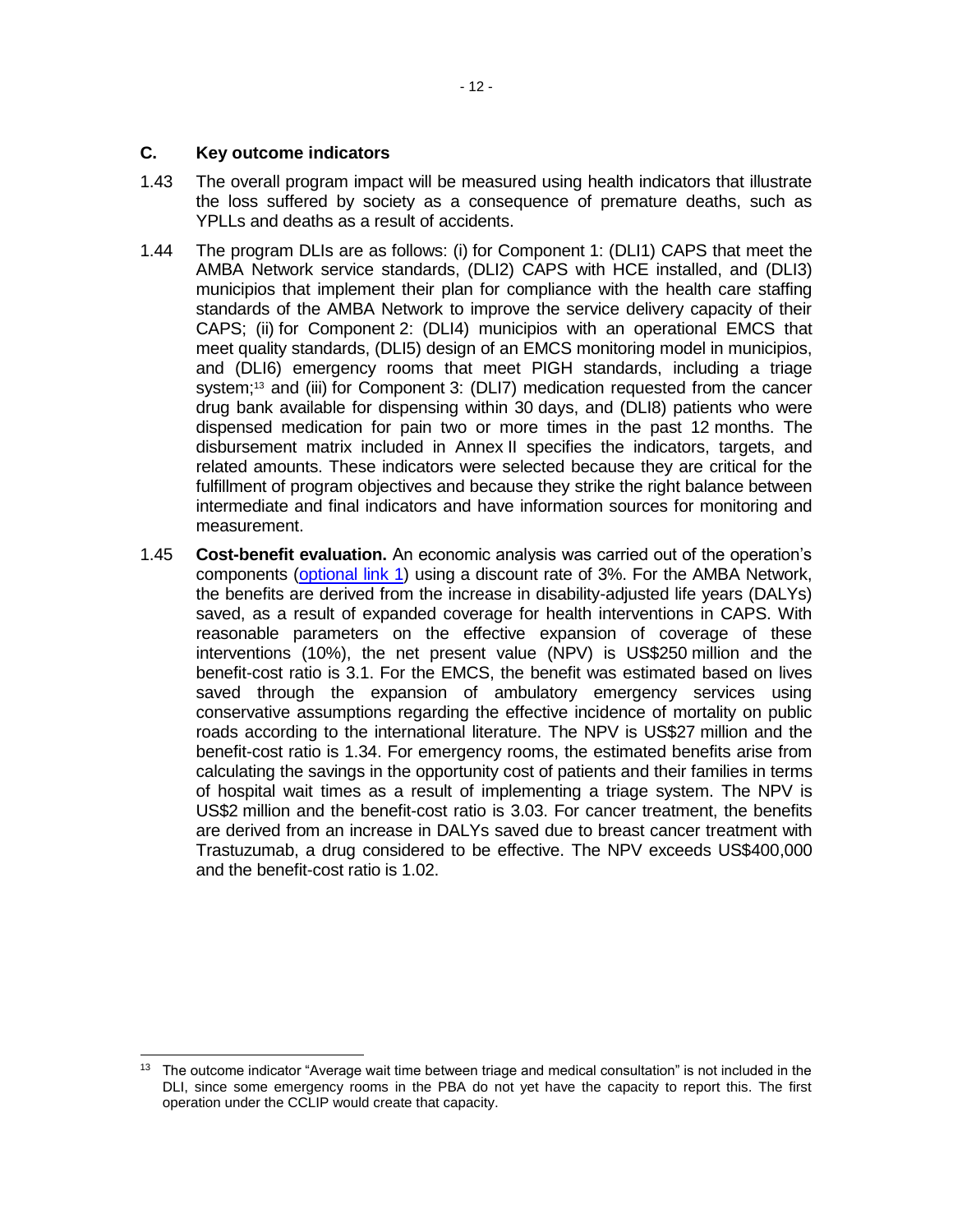### C. Key outcome indicators

1.43 The overall program impact will be measured using health indicators that illustrate the loss suffered by society as a consequence of premature deaths, such as YPLLs and deaths as a result of accidents.

1.44 The program DLIs are as follows: (i) for Component 1: (DLI1) CAPS that meet the AMBA Network service standards, (DLI2) CAPS with HCE installed, and (DLI3) municipios that implement their plan for compliance with the health care staffing standards of the AMBA Network to improve the service delivery capacity of their CAPS; (ii) for Component 2: (DLI4) municipios with an operational EMCS that meet quality standards, (DLI5) design of an EMCS monitoring model in municipios, and (DLI6) emergency rooms that meet PIGH standards, including a triage system;[13] and (iii) for Component 3: (DLI7) medication requested from the cancer drug bank available for dispensing within 30 days, and (DLI8) patients who were dispensed medication for pain two or more times in the past 12 months. The disbursement matrix included in Annex II specifies the indicators, targets, and related amounts. These indicators were selected because they are critical for the fulfillment of program objectives and because they strike the right balance between intermediate and final indicators and have information sources for monitoring and measurement.

1.45 **Cost-benefit evaluation.** An economic analysis was carried out of the operation's components (optional link 1) using a discount rate of 3%. For the AMBA Network, the benefits are derived from the increase in disability-adjusted life years (DALYs) saved, as a result of expanded coverage for health interventions in CAPS. With reasonable parameters on the effective expansion of coverage of these interventions (10%), the net present value (NPV) is US$250 million and the benefit-cost ratio is 3.1. For the EMCS, the benefit was estimated based on lives saved through the expansion of ambulatory emergency services using conservative assumptions regarding the effective incidence of mortality on public roads according to the international literature. The NPV is US$27 million and the benefit-cost ratio is 1.34. For emergency rooms, the estimated benefits arise from calculating the savings in the opportunity cost of patients and their families in terms of hospital wait times as a result of implementing a triage system. The NPV is US$2 million and the benefit-cost ratio is 3.03. For cancer treatment, the benefits are derived from an increase in DALYs saved due to breast cancer treatment with Trastuzumab, a drug considered to be effective. The NPV exceeds US$400,000 and the benefit-cost ratio is 1.02.

---

[13] The outcome indicator "Average wait time between triage and medical consultation" is not included in the DLI, since some emergency rooms in the PBA do not yet have the capacity to report this. The first operation under the CCLIP would create that capacity.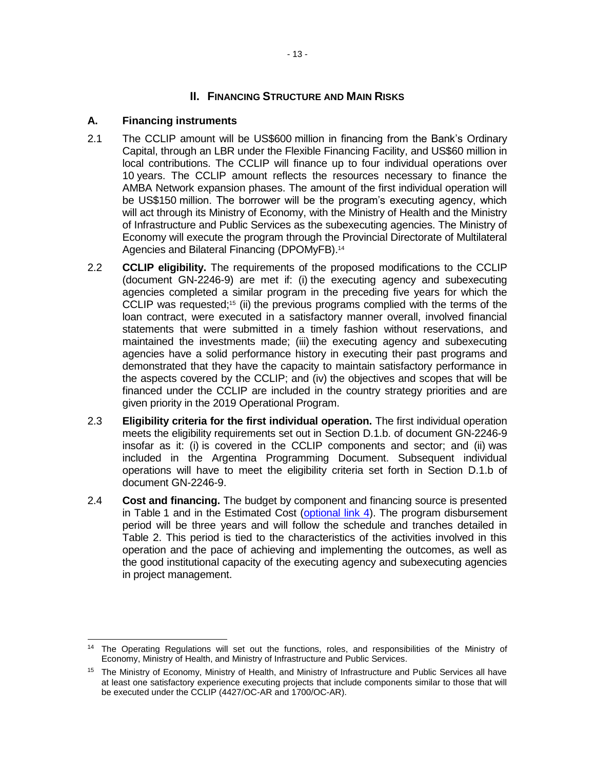## II. Financing Structure and Main Risks

### A. Financing instruments

2.1 The CCLIP amount will be US$600 million in financing from the Bank's Ordinary Capital, through an LBR under the Flexible Financing Facility, and US$60 million in local contributions. The CCLIP will finance up to four individual operations over 10 years. The CCLIP amount reflects the resources necessary to finance the AMBA Network expansion phases. The amount of the first individual operation will be US$150 million. The borrower will be the program's executing agency, which will act through its Ministry of Economy, with the Ministry of Health and the Ministry of Infrastructure and Public Services as the subexecuting agencies. The Ministry of Economy will execute the program through the Provincial Directorate of Multilateral Agencies and Bilateral Financing (DPOMyFB).[14]

2.2 **CCLIP eligibility.** The requirements of the proposed modifications to the CCLIP (document GN-2246-9) are met if: (i) the executing agency and subexecuting agencies completed a similar program in the preceding five years for which the CCLIP was requested;[15] (ii) the previous programs complied with the terms of the loan contract, were executed in a satisfactory manner overall, involved financial statements that were submitted in a timely fashion without reservations, and maintained the investments made; (iii) the executing agency and subexecuting agencies have a solid performance history in executing their past programs and demonstrated that they have the capacity to maintain satisfactory performance in the aspects covered by the CCLIP; and (iv) the objectives and scopes that will be financed under the CCLIP are included in the country strategy priorities and are given priority in the 2019 Operational Program.

2.3 **Eligibility criteria for the first individual operation.** The first individual operation meets the eligibility requirements set out in Section D.1.b. of document GN-2246-9 insofar as it: (i) is covered in the CCLIP components and sector; and (ii) was included in the Argentina Programming Document. Subsequent individual operations will have to meet the eligibility criteria set forth in Section D.1.b of document GN-2246-9.

2.4 **Cost and financing.** The budget by component and financing source is presented in Table 1 and in the Estimated Cost (optional link 4). The program disbursement period will be three years and will follow the schedule and tranches detailed in Table 2. This period is tied to the characteristics of the activities involved in this operation and the pace of achieving and implementing the outcomes, as well as the good institutional capacity of the executing agency and subexecuting agencies in project management.

---

[14] The Operating Regulations will set out the functions, roles, and responsibilities of the Ministry of Economy, Ministry of Health, and Ministry of Infrastructure and Public Services.

[15] The Ministry of Economy, Ministry of Health, and Ministry of Infrastructure and Public Services all have at least one satisfactory experience executing projects that include components similar to those that will be executed under the CCLIP (4427/OC-AR and 1700/OC-AR).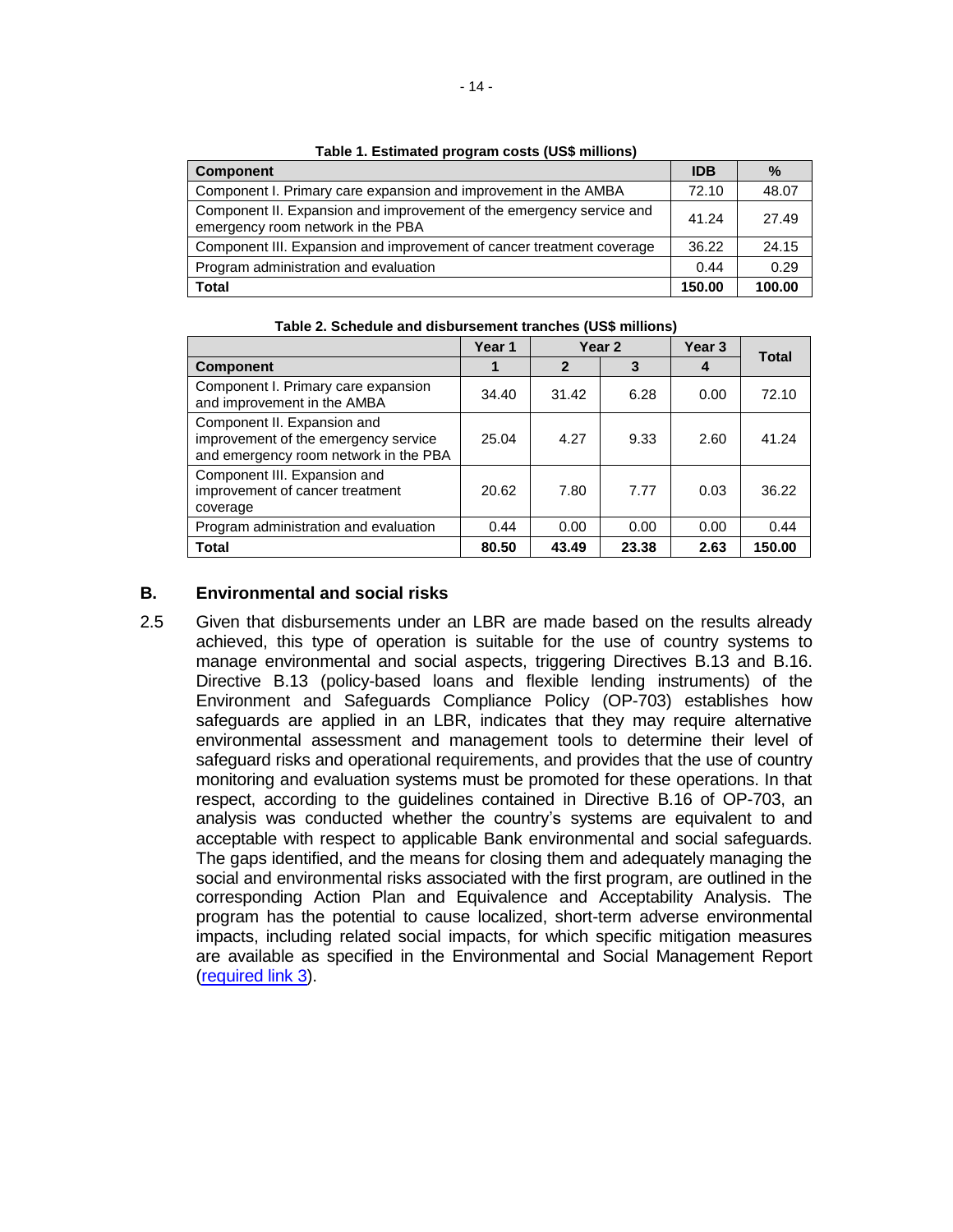**Table 1. Estimated program costs (US$ millions)**

| Component | IDB | % |
|---|---|---|
| Component I. Primary care expansion and improvement in the AMBA | 72.10 | 48.07 |
| Component II. Expansion and improvement of the emergency service and emergency room network in the PBA | 41.24 | 27.49 |
| Component III. Expansion and improvement of cancer treatment coverage | 36.22 | 24.15 |
| Program administration and evaluation | 0.44 | 0.29 |
| **Total** | **150.00** | **100.00** |

**Table 2. Schedule and disbursement tranches (US$ millions)**

| | Year 1 | Year 2 | | Year 3 | Total |
|---|---|---|---|---|---|
| **Component** | **1** | **2** | **3** | **4** | |
| Component I. Primary care expansion and improvement in the AMBA | 34.40 | 31.42 | 6.28 | 0.00 | 72.10 |
| Component II. Expansion and improvement of the emergency service and emergency room network in the PBA | 25.04 | 4.27 | 9.33 | 2.60 | 41.24 |
| Component III. Expansion and improvement of cancer treatment coverage | 20.62 | 7.80 | 7.77 | 0.03 | 36.22 |
| Program administration and evaluation | 0.44 | 0.00 | 0.00 | 0.00 | 0.44 |
| **Total** | **80.50** | **43.49** | **23.38** | **2.63** | **150.00** |

## B. Environmental and social risks

2.5 Given that disbursements under an LBR are made based on the results already achieved, this type of operation is suitable for the use of country systems to manage environmental and social aspects, triggering Directives B.13 and B.16. Directive B.13 (policy-based loans and flexible lending instruments) of the Environment and Safeguards Compliance Policy (OP-703) establishes how safeguards are applied in an LBR, indicates that they may require alternative environmental assessment and management tools to determine their level of safeguard risks and operational requirements, and provides that the use of country monitoring and evaluation systems must be promoted for these operations. In that respect, according to the guidelines contained in Directive B.16 of OP-703, an analysis was conducted whether the country's systems are equivalent to and acceptable with respect to applicable Bank environmental and social safeguards. The gaps identified, and the means for closing them and adequately managing the social and environmental risks associated with the first program, are outlined in the corresponding Action Plan and Equivalence and Acceptability Analysis. The program has the potential to cause localized, short-term adverse environmental impacts, including related social impacts, for which specific mitigation measures are available as specified in the Environmental and Social Management Report (required link 3).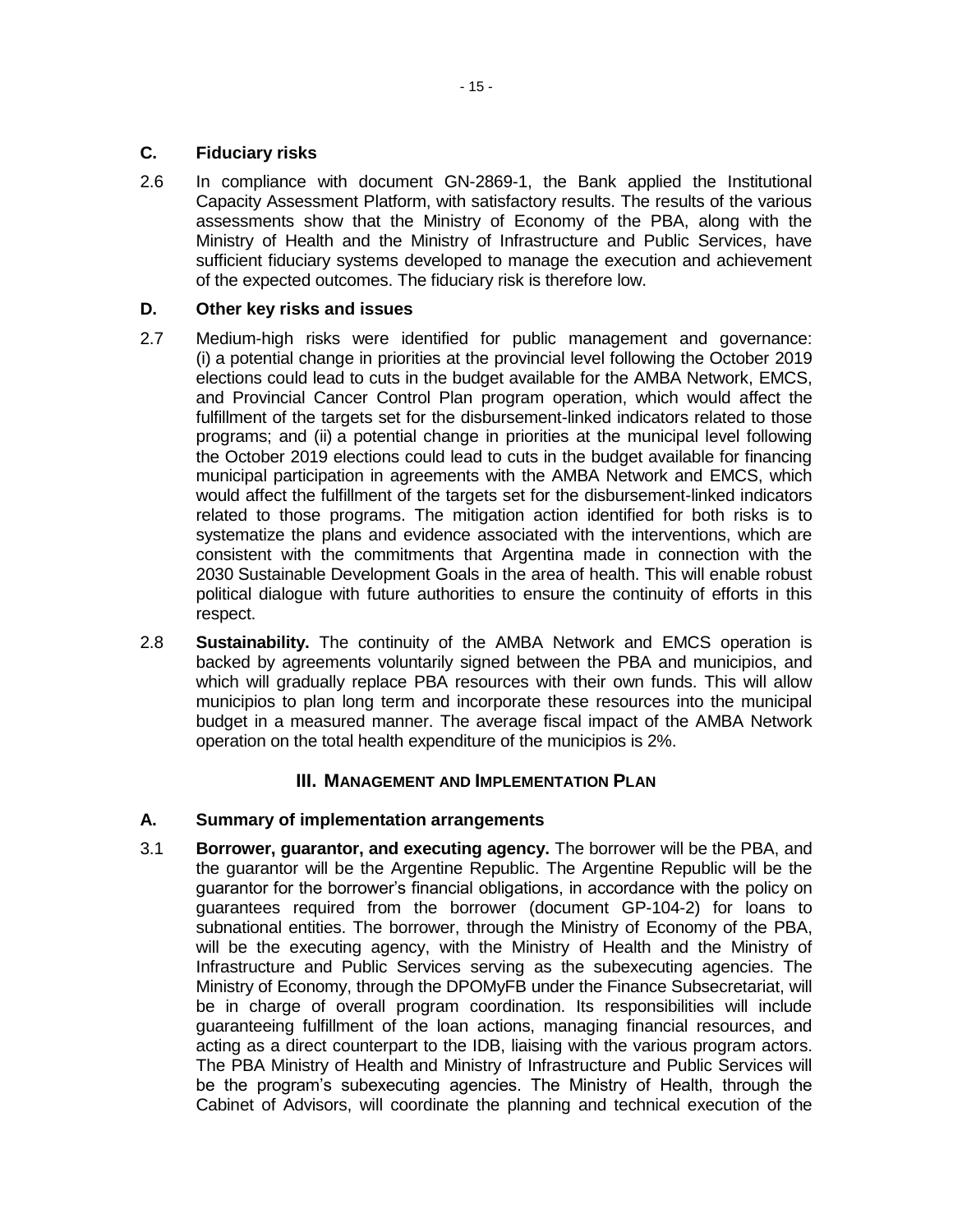### C. Fiduciary risks

2.6 In compliance with document GN-2869-1, the Bank applied the Institutional Capacity Assessment Platform, with satisfactory results. The results of the various assessments show that the Ministry of Economy of the PBA, along with the Ministry of Health and the Ministry of Infrastructure and Public Services, have sufficient fiduciary systems developed to manage the execution and achievement of the expected outcomes. The fiduciary risk is therefore low.

### D. Other key risks and issues

2.7 Medium-high risks were identified for public management and governance: (i) a potential change in priorities at the provincial level following the October 2019 elections could lead to cuts in the budget available for the AMBA Network, EMCS, and Provincial Cancer Control Plan program operation, which would affect the fulfillment of the targets set for the disbursement-linked indicators related to those programs; and (ii) a potential change in priorities at the municipal level following the October 2019 elections could lead to cuts in the budget available for financing municipal participation in agreements with the AMBA Network and EMCS, which would affect the fulfillment of the targets set for the disbursement-linked indicators related to those programs. The mitigation action identified for both risks is to systematize the plans and evidence associated with the interventions, which are consistent with the commitments that Argentina made in connection with the 2030 Sustainable Development Goals in the area of health. This will enable robust political dialogue with future authorities to ensure the continuity of efforts in this respect.

2.8 **Sustainability.** The continuity of the AMBA Network and EMCS operation is backed by agreements voluntarily signed between the PBA and municipios, and which will gradually replace PBA resources with their own funds. This will allow municipios to plan long term and incorporate these resources into the municipal budget in a measured manner. The average fiscal impact of the AMBA Network operation on the total health expenditure of the municipios is 2%.

## III. Management and Implementation Plan

### A. Summary of implementation arrangements

3.1 **Borrower, guarantor, and executing agency.** The borrower will be the PBA, and the guarantor will be the Argentine Republic. The Argentine Republic will be the guarantor for the borrower's financial obligations, in accordance with the policy on guarantees required from the borrower (document GP-104-2) for loans to subnational entities. The borrower, through the Ministry of Economy of the PBA, will be the executing agency, with the Ministry of Health and the Ministry of Infrastructure and Public Services serving as the subexecuting agencies. The Ministry of Economy, through the DPOMyFB under the Finance Subsecretariat, will be in charge of overall program coordination. Its responsibilities will include guaranteeing fulfillment of the loan actions, managing financial resources, and acting as a direct counterpart to the IDB, liaising with the various program actors. The PBA Ministry of Health and Ministry of Infrastructure and Public Services will be the program's subexecuting agencies. The Ministry of Health, through the Cabinet of Advisors, will coordinate the planning and technical execution of the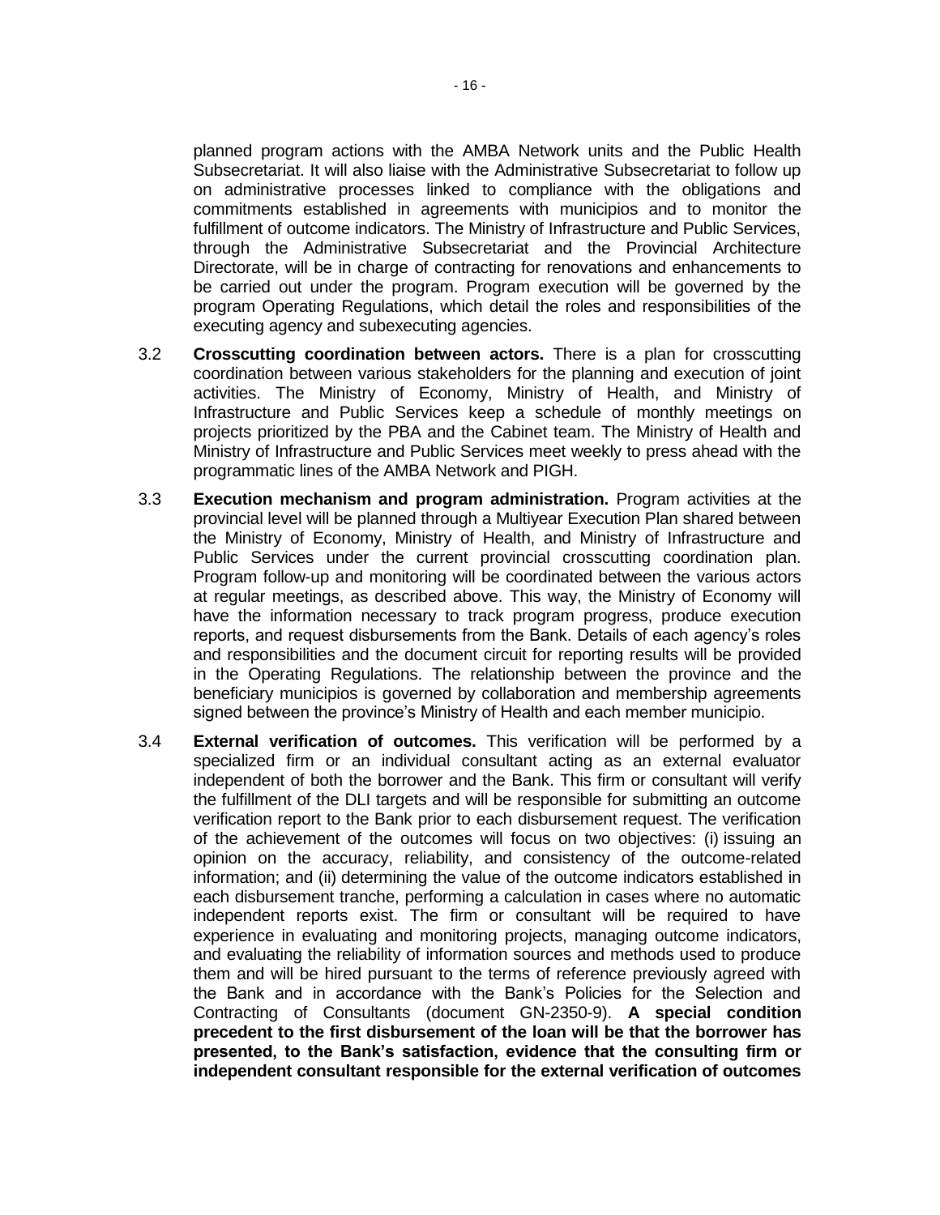planned program actions with the AMBA Network units and the Public Health Subsecretariat. It will also liaise with the Administrative Subsecretariat to follow up on administrative processes linked to compliance with the obligations and commitments established in agreements with municipios and to monitor the fulfillment of outcome indicators. The Ministry of Infrastructure and Public Services, through the Administrative Subsecretariat and the Provincial Architecture Directorate, will be in charge of contracting for renovations and enhancements to be carried out under the program. Program execution will be governed by the program Operating Regulations, which detail the roles and responsibilities of the executing agency and subexecuting agencies.

3.2 **Crosscutting coordination between actors.** There is a plan for crosscutting coordination between various stakeholders for the planning and execution of joint activities. The Ministry of Economy, Ministry of Health, and Ministry of Infrastructure and Public Services keep a schedule of monthly meetings on projects prioritized by the PBA and the Cabinet team. The Ministry of Health and Ministry of Infrastructure and Public Services meet weekly to press ahead with the programmatic lines of the AMBA Network and PIGH.

3.3 **Execution mechanism and program administration.** Program activities at the provincial level will be planned through a Multiyear Execution Plan shared between the Ministry of Economy, Ministry of Health, and Ministry of Infrastructure and Public Services under the current provincial crosscutting coordination plan. Program follow-up and monitoring will be coordinated between the various actors at regular meetings, as described above. This way, the Ministry of Economy will have the information necessary to track program progress, produce execution reports, and request disbursements from the Bank. Details of each agency's roles and responsibilities and the document circuit for reporting results will be provided in the Operating Regulations. The relationship between the province and the beneficiary municipios is governed by collaboration and membership agreements signed between the province's Ministry of Health and each member municipio.

3.4 **External verification of outcomes.** This verification will be performed by a specialized firm or an individual consultant acting as an external evaluator independent of both the borrower and the Bank. This firm or consultant will verify the fulfillment of the DLI targets and will be responsible for submitting an outcome verification report to the Bank prior to each disbursement request. The verification of the achievement of the outcomes will focus on two objectives: (i) issuing an opinion on the accuracy, reliability, and consistency of the outcome-related information; and (ii) determining the value of the outcome indicators established in each disbursement tranche, performing a calculation in cases where no automatic independent reports exist. The firm or consultant will be required to have experience in evaluating and monitoring projects, managing outcome indicators, and evaluating the reliability of information sources and methods used to produce them and will be hired pursuant to the terms of reference previously agreed with the Bank and in accordance with the Bank's Policies for the Selection and Contracting of Consultants (document GN-2350-9). **A special condition precedent to the first disbursement of the loan will be that the borrower has presented, to the Bank's satisfaction, evidence that the consulting firm or independent consultant responsible for the external verification of outcomes**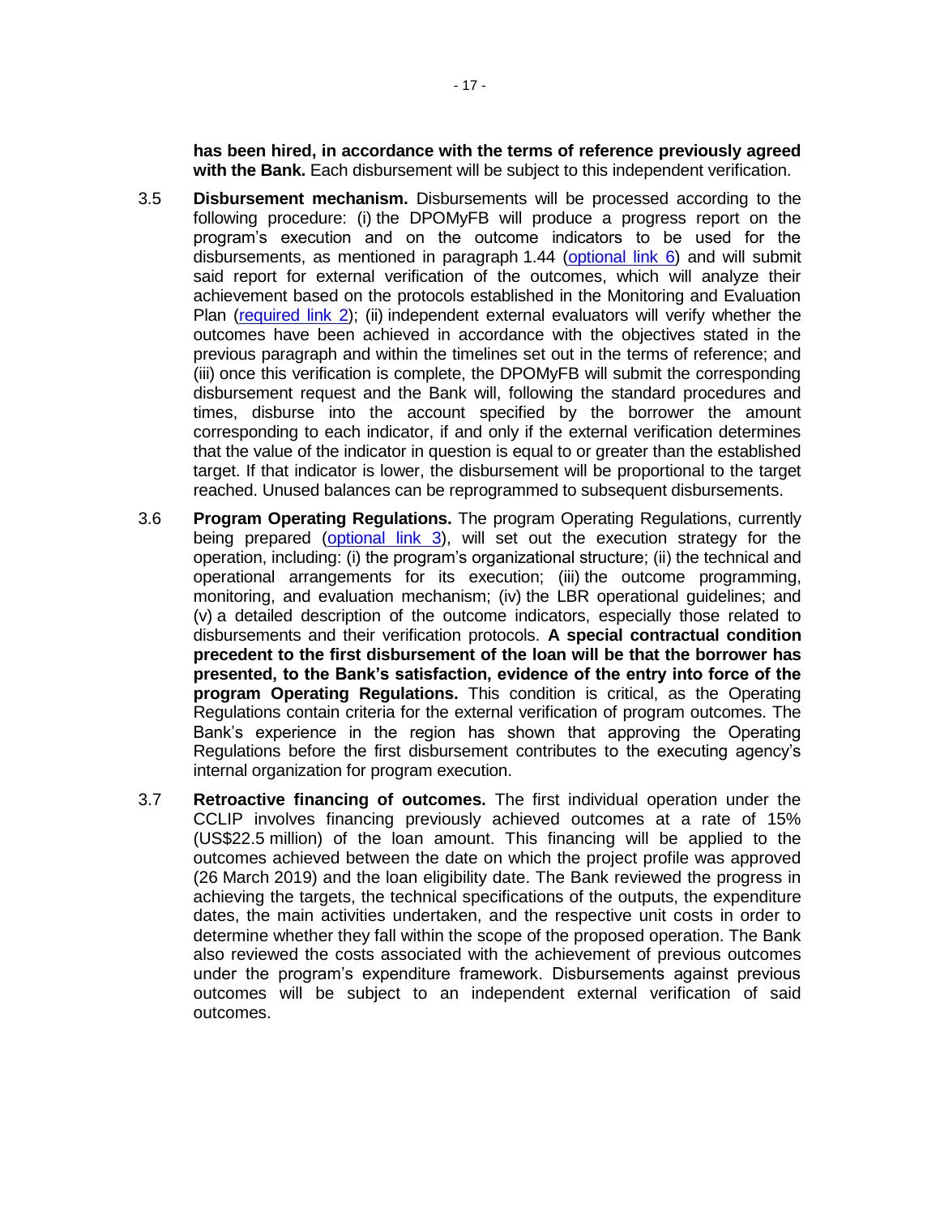**has been hired, in accordance with the terms of reference previously agreed with the Bank.** Each disbursement will be subject to this independent verification.

3.5 **Disbursement mechanism.** Disbursements will be processed according to the following procedure: (i) the DPOMyFB will produce a progress report on the program's execution and on the outcome indicators to be used for the disbursements, as mentioned in paragraph 1.44 (optional link 6) and will submit said report for external verification of the outcomes, which will analyze their achievement based on the protocols established in the Monitoring and Evaluation Plan (required link 2); (ii) independent external evaluators will verify whether the outcomes have been achieved in accordance with the objectives stated in the previous paragraph and within the timelines set out in the terms of reference; and (iii) once this verification is complete, the DPOMyFB will submit the corresponding disbursement request and the Bank will, following the standard procedures and times, disburse into the account specified by the borrower the amount corresponding to each indicator, if and only if the external verification determines that the value of the indicator in question is equal to or greater than the established target. If that indicator is lower, the disbursement will be proportional to the target reached. Unused balances can be reprogrammed to subsequent disbursements.

3.6 **Program Operating Regulations.** The program Operating Regulations, currently being prepared (optional link 3), will set out the execution strategy for the operation, including: (i) the program's organizational structure; (ii) the technical and operational arrangements for its execution; (iii) the outcome programming, monitoring, and evaluation mechanism; (iv) the LBR operational guidelines; and (v) a detailed description of the outcome indicators, especially those related to disbursements and their verification protocols. **A special contractual condition precedent to the first disbursement of the loan will be that the borrower has presented, to the Bank's satisfaction, evidence of the entry into force of the program Operating Regulations.** This condition is critical, as the Operating Regulations contain criteria for the external verification of program outcomes. The Bank's experience in the region has shown that approving the Operating Regulations before the first disbursement contributes to the executing agency's internal organization for program execution.

3.7 **Retroactive financing of outcomes.** The first individual operation under the CCLIP involves financing previously achieved outcomes at a rate of 15% (US$22.5 million) of the loan amount. This financing will be applied to the outcomes achieved between the date on which the project profile was approved (26 March 2019) and the loan eligibility date. The Bank reviewed the progress in achieving the targets, the technical specifications of the outputs, the expenditure dates, the main activities undertaken, and the respective unit costs in order to determine whether they fall within the scope of the proposed operation. The Bank also reviewed the costs associated with the achievement of previous outcomes under the program's expenditure framework. Disbursements against previous outcomes will be subject to an independent external verification of said outcomes.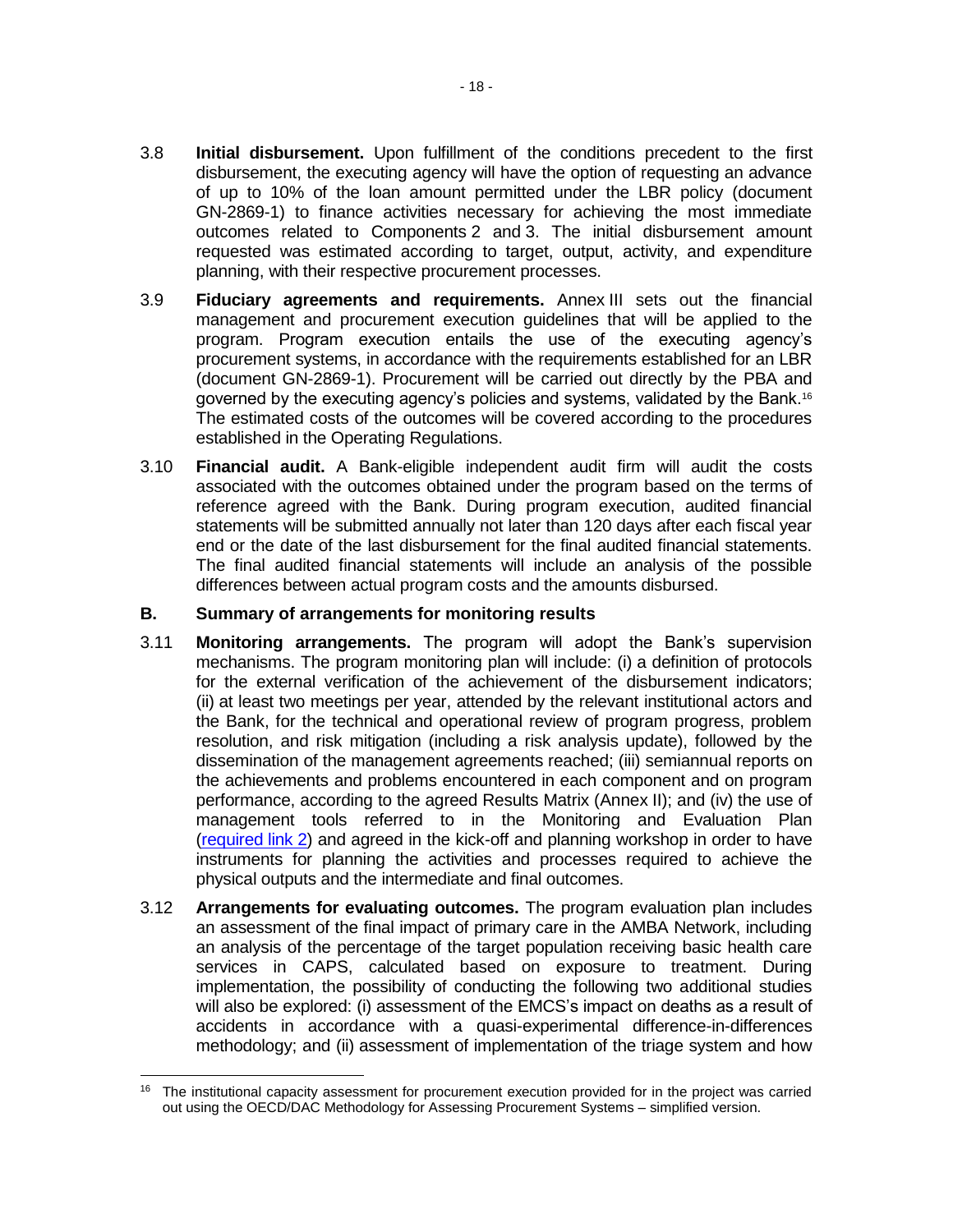3.8 **Initial disbursement.** Upon fulfillment of the conditions precedent to the first disbursement, the executing agency will have the option of requesting an advance of up to 10% of the loan amount permitted under the LBR policy (document GN-2869-1) to finance activities necessary for achieving the most immediate outcomes related to Components 2 and 3. The initial disbursement amount requested was estimated according to target, output, activity, and expenditure planning, with their respective procurement processes.

3.9 **Fiduciary agreements and requirements.** Annex III sets out the financial management and procurement execution guidelines that will be applied to the program. Program execution entails the use of the executing agency's procurement systems, in accordance with the requirements established for an LBR (document GN-2869-1). Procurement will be carried out directly by the PBA and governed by the executing agency's policies and systems, validated by the Bank.[16] The estimated costs of the outcomes will be covered according to the procedures established in the Operating Regulations.

3.10 **Financial audit.** A Bank-eligible independent audit firm will audit the costs associated with the outcomes obtained under the program based on the terms of reference agreed with the Bank. During program execution, audited financial statements will be submitted annually not later than 120 days after each fiscal year end or the date of the last disbursement for the final audited financial statements. The final audited financial statements will include an analysis of the possible differences between actual program costs and the amounts disbursed.

### B. Summary of arrangements for monitoring results

3.11 **Monitoring arrangements.** The program will adopt the Bank's supervision mechanisms. The program monitoring plan will include: (i) a definition of protocols for the external verification of the achievement of the disbursement indicators; (ii) at least two meetings per year, attended by the relevant institutional actors and the Bank, for the technical and operational review of program progress, problem resolution, and risk mitigation (including a risk analysis update), followed by the dissemination of the management agreements reached; (iii) semiannual reports on the achievements and problems encountered in each component and on program performance, according to the agreed Results Matrix (Annex II); and (iv) the use of management tools referred to in the Monitoring and Evaluation Plan (required link 2) and agreed in the kick-off and planning workshop in order to have instruments for planning the activities and processes required to achieve the physical outputs and the intermediate and final outcomes.

3.12 **Arrangements for evaluating outcomes.** The program evaluation plan includes an assessment of the final impact of primary care in the AMBA Network, including an analysis of the percentage of the target population receiving basic health care services in CAPS, calculated based on exposure to treatment. During implementation, the possibility of conducting the following two additional studies will also be explored: (i) assessment of the EMCS's impact on deaths as a result of accidents in accordance with a quasi-experimental difference-in-differences methodology; and (ii) assessment of implementation of the triage system and how

---

[16] The institutional capacity assessment for procurement execution provided for in the project was carried out using the OECD/DAC Methodology for Assessing Procurement Systems – simplified version.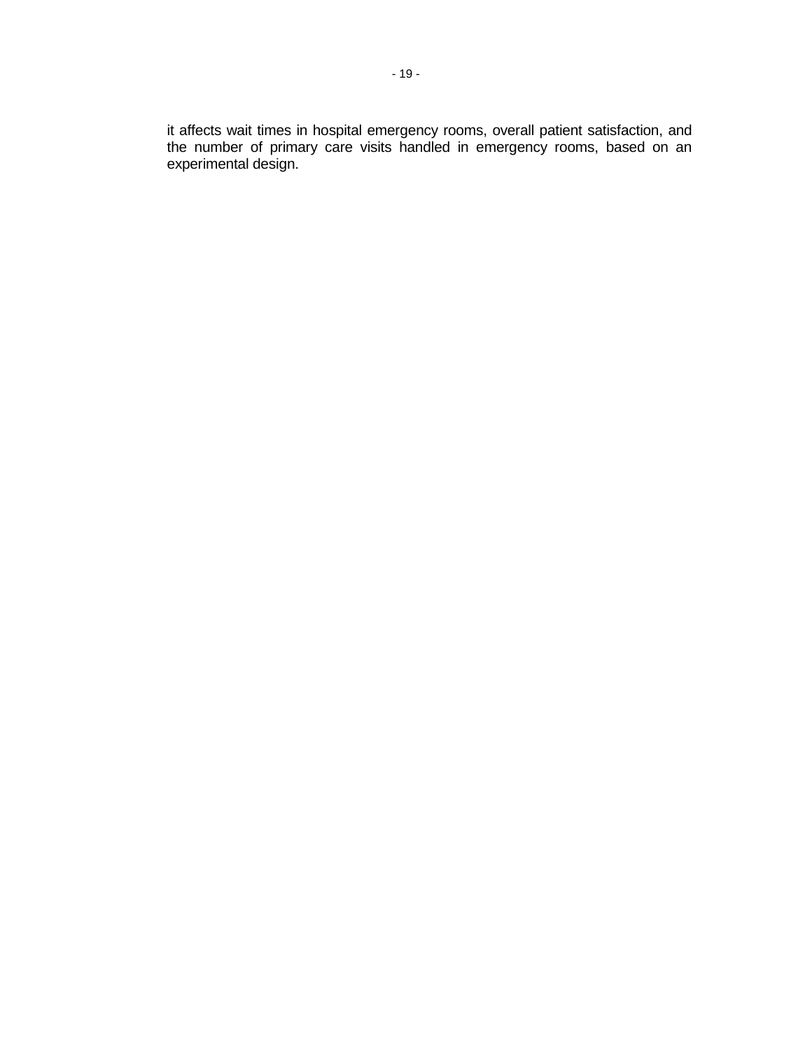it affects wait times in hospital emergency rooms, overall patient satisfaction, and the number of primary care visits handled in emergency rooms, based on an experimental design.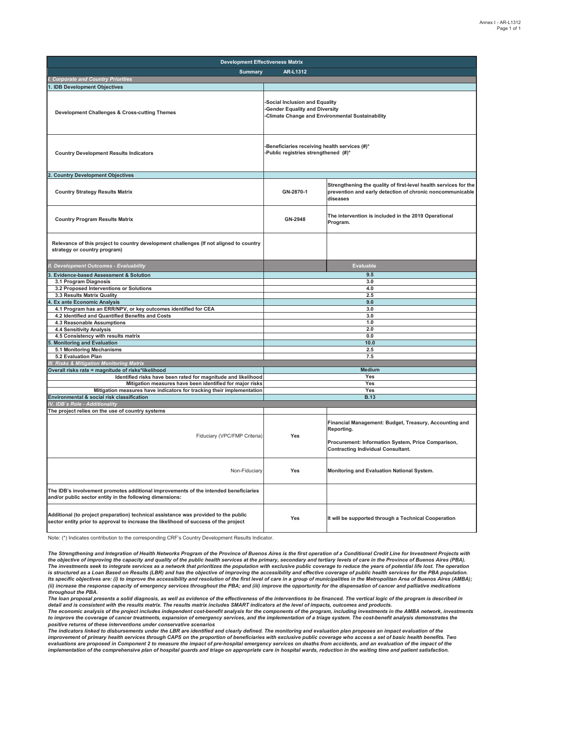| Development Effectiveness Matrix | | |
|---|---|---|
| **Summary** | **AR-L1312** | |
| ***I. Corporate and Country Priorities*** | | |
| **1. IDB Development Objectives** | | |
| **Development Challenges & Cross-cutting Themes** | -Social Inclusion and Equality<br>-Gender Equality and Diversity<br>-Climate Change and Environmental Sustainability | |
| **Country Development Results Indicators** | -Beneficiaries receiving health services (#)*<br>-Public registries strengthened (#)* | |
| **2. Country Development Objectives** | | |
| **Country Strategy Results Matrix** | GN-2870-1 | Strengthening the quality of first-level health services for the prevention and early detection of chronic noncommunicable diseases |
| **Country Program Results Matrix** | GN-2948 | The intervention is included in the 2019 Operational Program. |
| **Relevance of this project to country development challenges (If not aligned to country strategy or country program)** | | |
| ***II. Development Outcomes - Evaluability*** | | **Evaluable** |
| **3. Evidence-based Assessment & Solution** | 9.5 | |
| 3.1 Program Diagnosis | 3.0 | |
| 3.2 Proposed Interventions or Solutions | 4.0 | |
| 3.3 Results Matrix Quality | 2.5 | |
| **4. Ex ante Economic Analysis** | 9.0 | |
| 4.1 Program has an ERR/NPV, or key outcomes identified for CEA | 3.0 | |
| 4.2 Identified and Quantified Benefits and Costs | 3.0 | |
| 4.3 Reasonable Assumptions | 1.0 | |
| 4.4 Sensitivity Analysis | 2.0 | |
| 4.5 Consistency with results matrix | 0.0 | |
| **5. Monitoring and Evaluation** | 10.0 | |
| 5.1 Monitoring Mechanisms | 2.5 | |
| 5.2 Evaluation Plan | 7.5 | |
| ***III. Risks & Mitigation Monitoring Matrix*** | | |
| **Overall risks rate = magnitude of risks*likelihood** | Medium | |
| Identified risks have been rated for magnitude and likelihood | Yes | |
| Mitigation measures have been identified for major risks | Yes | |
| Mitigation measures have indicators for tracking their implementation | Yes | |
| **Environmental & social risk classification** | B.13 | |
| ***IV. IDB´s Role - Additionality*** | | |
| **The project relies on the use of country systems** | | |
| Fiduciary (VPC/FMP Criteria) | Yes | Financial Management: Budget, Treasury, Accounting and Reporting.<br><br>Procurement: Information System, Price Comparison, Contracting Individual Consultant. |
| Non-Fiduciary | Yes | Monitoring and Evaluation National System. |
| **The IDB's involvement promotes additional improvements of the intended beneficiaries and/or public sector entity in the following dimensions:** | | |
| **Additional (to project preparation) technical assistance was provided to the public sector entity prior to approval to increase the likelihood of success of the project** | Yes | It will be supported through a Technical Cooperation |

Note: (*) Indicates contribution to the corresponding CRF's Country Development Results Indicator.

*The Strengthening and Integration of Health Networks Program of the Province of Buenos Aires is the first operation of a Conditional Credit Line for Investment Projects with the objective of improving the capacity and quality of the public health services at the primary, secondary and tertiary levels of care in the Province of Buenos Aires (PBA). The investments seek to integrate services as a network that prioritizes the population with exclusive public coverage to reduce the years of potential life lost. The operation is structured as a Loan Based on Results (LBR) and has the objective of improving the accessibility and effective coverage of public health services for the PBA population. Its specific objectives are: (i) to improve the accessibility and resolution of the first level of care in a group of municipalities in the Metropolitan Area of Buenos Aires (AMBA); (ii) increase the response capacity of emergency services throughout the PBA; and (iii) improve the opportunity for the dispensation of cancer and palliative medications throughout the PBA.*
*The loan proposal presents a solid diagnosis, as well as evidence of the effectiveness of the interventions to be financed. The vertical logic of the program is described in detail and is consistent with the results matrix. The results matrix includes SMART indicators at the level of impacts, outcomes and products.*
*The economic analysis of the project includes independent cost-benefit analysis for the components of the program, including investments in the AMBA network, investments to improve the coverage of cancer treatments, expansion of emergency services, and the implementation of a triage system. The cost-benefit analysis demonstrates the positive returns of these interventions under conservative scenarios*
*The indicators linked to disbursements under the LBR are identified and clearly defined. The monitoring and evaluation plan proposes an impact evaluation of the improvement of primary health services through CAPS on the proportion of beneficiaries with exclusive public coverage who access a set of basic health benefits. Two evaluations are proposed in Component 2 to measure the impact of pre-hospital emergency services on deaths from accidents, and an evaluation of the impact of the implementation of the comprehensive plan of hospital guards and triage on appropriate care in hospital wards, reduction in the waiting time and patient satisfaction.*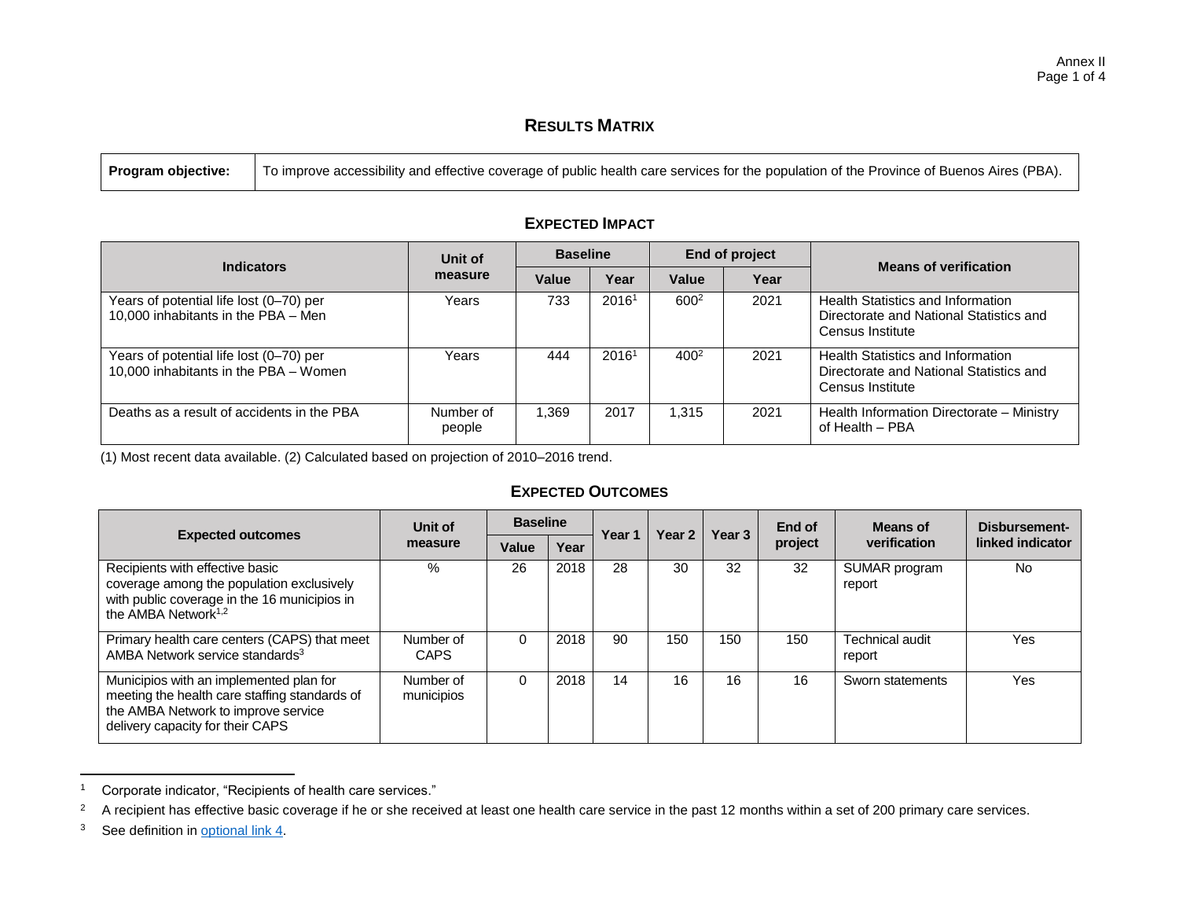Annex II

# RESULTS MATRIX

| **Program objective:** | To improve accessibility and effective coverage of public health care services for the population of the Province of Buenos Aires (PBA). |
|---|---|

## EXPECTED IMPACT

| Indicators | Unit of measure | Baseline | | End of project | | Means of verification |
|---|---|---|---|---|---|---|
| | | Value | Year | Value | Year | |
| Years of potential life lost (0–70) per 10,000 inhabitants in the PBA – Men | Years | 733 | 2016[1] | 600[2] | 2021 | Health Statistics and Information Directorate and National Statistics and Census Institute |
| Years of potential life lost (0–70) per 10,000 inhabitants in the PBA – Women | Years | 444 | 2016[1] | 400[2] | 2021 | Health Statistics and Information Directorate and National Statistics and Census Institute |
| Deaths as a result of accidents in the PBA | Number of people | 1,369 | 2017 | 1,315 | 2021 | Health Information Directorate – Ministry of Health – PBA |

(1) Most recent data available. (2) Calculated based on projection of 2010–2016 trend.

## EXPECTED OUTCOMES

| Expected outcomes | Unit of measure | Baseline | | Year 1 | Year 2 | Year 3 | End of project | Means of verification | Disbursement-linked indicator |
|---|---|---|---|---|---|---|---|---|---|
| | | Value | Year | | | | | | |
| Recipients with effective basic coverage among the population exclusively with public coverage in the 16 municipios in the AMBA Network[1,2] | % | 26 | 2018 | 28 | 30 | 32 | 32 | SUMAR program report | No |
| Primary health care centers (CAPS) that meet AMBA Network service standards[3] | Number of CAPS | 0 | 2018 | 90 | 150 | 150 | 150 | Technical audit report | Yes |
| Municipios with an implemented plan for meeting the health care staffing standards of the AMBA Network to improve service delivery capacity for their CAPS | Number of municipios | 0 | 2018 | 14 | 16 | 16 | 16 | Sworn statements | Yes |

---

1. Corporate indicator, "Recipients of health care services."
2. A recipient has effective basic coverage if he or she received at least one health care service in the past 12 months within a set of 200 primary care services.
3. See definition in optional link 4.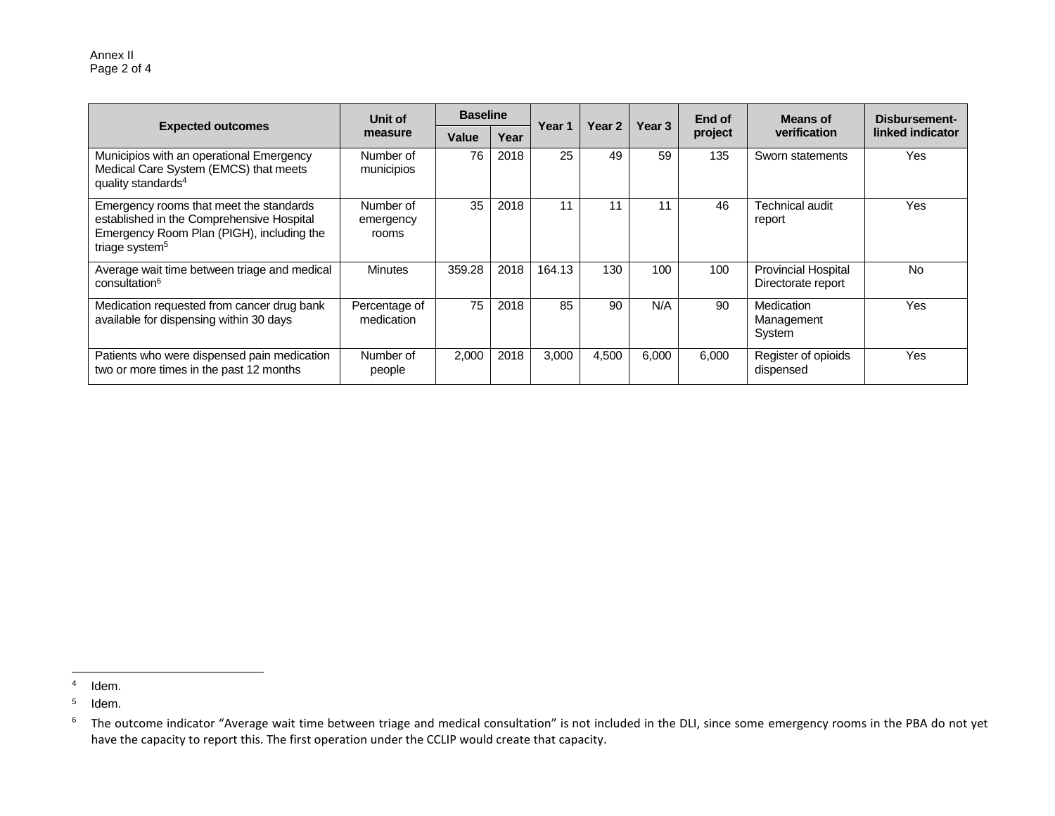| Expected outcomes | Unit of measure | Baseline | | Year 1 | Year 2 | Year 3 | End of project | Means of verification | Disbursement-linked indicator |
|---|---|---|---|---|---|---|---|---|---|
| | | Value | Year | | | | | | |
| Municipios with an operational Emergency Medical Care System (EMCS) that meets quality standards[4] | Number of municipios | 76 | 2018 | 25 | 49 | 59 | 135 | Sworn statements | Yes |
| Emergency rooms that meet the standards established in the Comprehensive Hospital Emergency Room Plan (PIGH), including the triage system[5] | Number of emergency rooms | 35 | 2018 | 11 | 11 | 11 | 46 | Technical audit report | Yes |
| Average wait time between triage and medical consultation[6] | Minutes | 359.28 | 2018 | 164.13 | 130 | 100 | 100 | Provincial Hospital Directorate report | No |
| Medication requested from cancer drug bank available for dispensing within 30 days | Percentage of medication | 75 | 2018 | 85 | 90 | N/A | 90 | Medication Management System | Yes |
| Patients who were dispensed pain medication two or more times in the past 12 months | Number of people | 2,000 | 2018 | 3,000 | 4,500 | 6,000 | 6,000 | Register of opioids dispensed | Yes |

[4] Idem.

[5] Idem.

[6] The outcome indicator "Average wait time between triage and medical consultation" is not included in the DLI, since some emergency rooms in the PBA do not yet have the capacity to report this. The first operation under the CCLIP would create that capacity.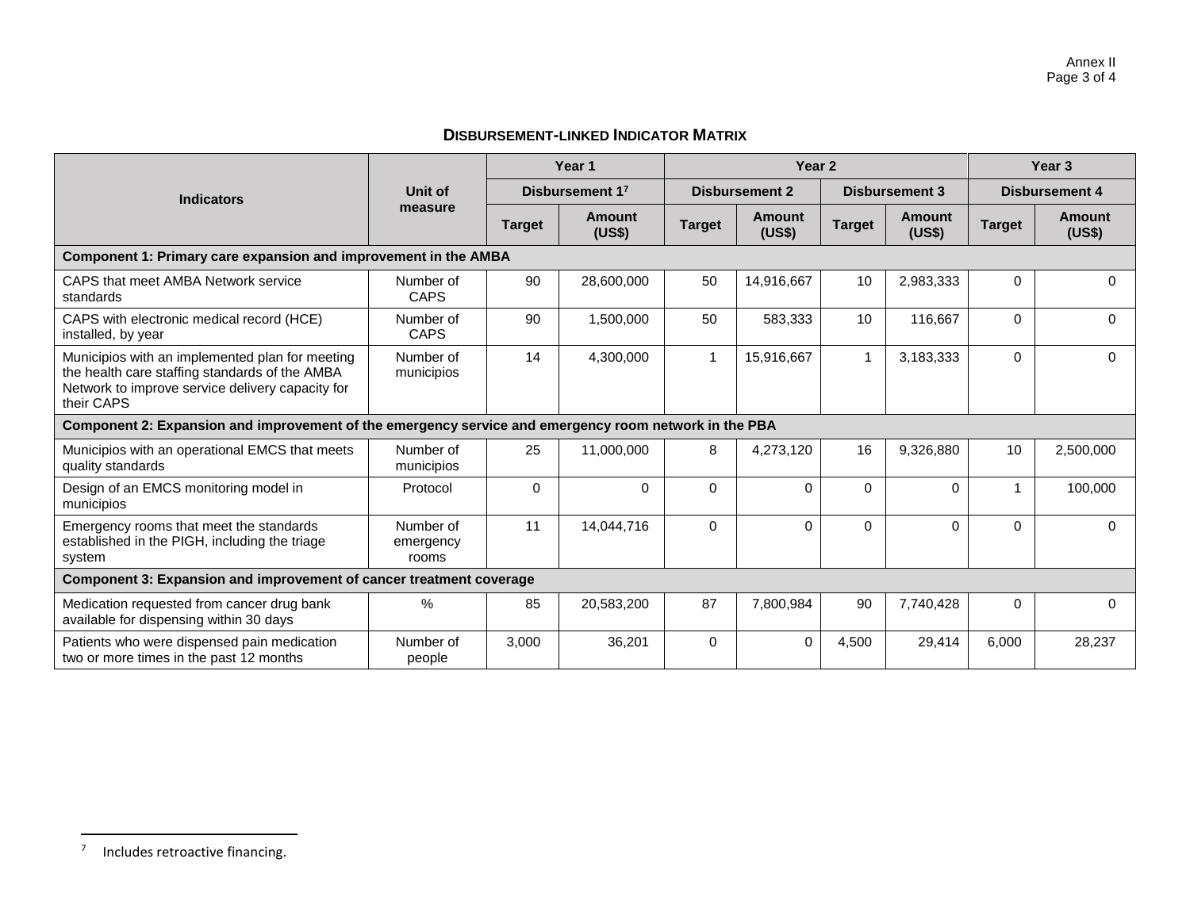**DISBURSEMENT-LINKED INDICATOR MATRIX**

| Indicators | Unit of measure | Year 1 | | Year 2 | | | | Year 3 | |
|---|---|---|---|---|---|---|---|---|---|
| | | Disbursement 1[7] | | Disbursement 2 | | Disbursement 3 | | Disbursement 4 | |
| | | Target | Amount (US$) | Target | Amount (US$) | Target | Amount (US$) | Target | Amount (US$) |
| **Component 1: Primary care expansion and improvement in the AMBA** | | | | | | | | | |
| CAPS that meet AMBA Network service standards | Number of CAPS | 90 | 28,600,000 | 50 | 14,916,667 | 10 | 2,983,333 | 0 | 0 |
| CAPS with electronic medical record (HCE) installed, by year | Number of CAPS | 90 | 1,500,000 | 50 | 583,333 | 10 | 116,667 | 0 | 0 |
| Municipios with an implemented plan for meeting the health care staffing standards of the AMBA Network to improve service delivery capacity for their CAPS | Number of municipios | 14 | 4,300,000 | 1 | 15,916,667 | 1 | 3,183,333 | 0 | 0 |
| **Component 2: Expansion and improvement of the emergency service and emergency room network in the PBA** | | | | | | | | | |
| Municipios with an operational EMCS that meets quality standards | Number of municipios | 25 | 11,000,000 | 8 | 4,273,120 | 16 | 9,326,880 | 10 | 2,500,000 |
| Design of an EMCS monitoring model in municipios | Protocol | 0 | 0 | 0 | 0 | 0 | 0 | 1 | 100,000 |
| Emergency rooms that meet the standards established in the PIGH, including the triage system | Number of emergency rooms | 11 | 14,044,716 | 0 | 0 | 0 | 0 | 0 | 0 |
| **Component 3: Expansion and improvement of cancer treatment coverage** | | | | | | | | | |
| Medication requested from cancer drug bank available for dispensing within 30 days | % | 85 | 20,583,200 | 87 | 7,800,984 | 90 | 7,740,428 | 0 | 0 |
| Patients who were dispensed pain medication two or more times in the past 12 months | Number of people | 3,000 | 36,201 | 0 | 0 | 4,500 | 29,414 | 6,000 | 28,237 |

[7] Includes retroactive financing.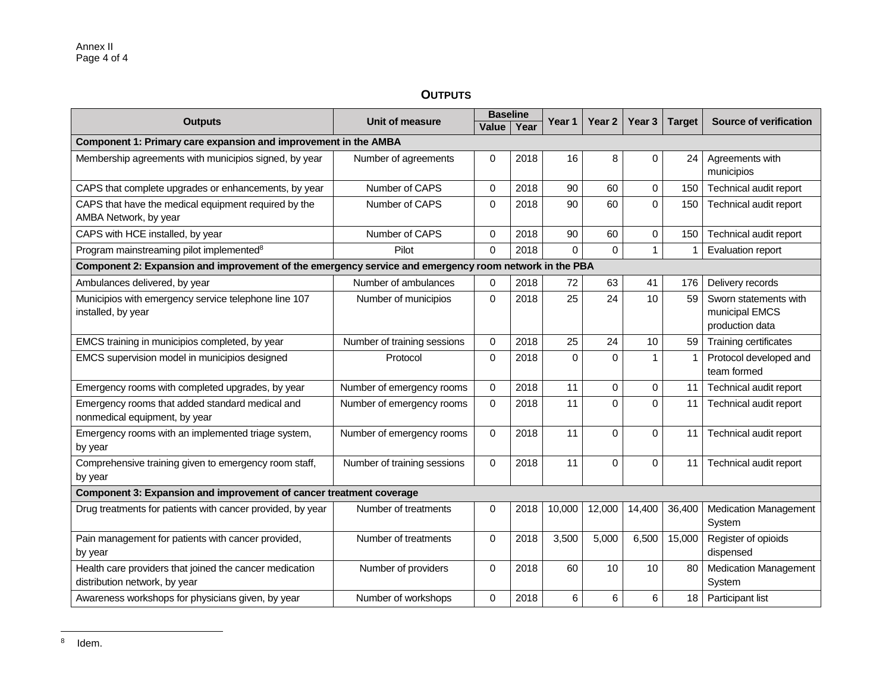## OUTPUTS

| Outputs | Unit of measure | Baseline | | Year 1 | Year 2 | Year 3 | Target | Source of verification |
|---|---|---|---|---|---|---|---|---|
| | | Value | Year | | | | | |
| **Component 1: Primary care expansion and improvement in the AMBA** | | | | | | | | |
| Membership agreements with municipios signed, by year | Number of agreements | 0 | 2018 | 16 | 8 | 0 | 24 | Agreements with municipios |
| CAPS that complete upgrades or enhancements, by year | Number of CAPS | 0 | 2018 | 90 | 60 | 0 | 150 | Technical audit report |
| CAPS that have the medical equipment required by the AMBA Network, by year | Number of CAPS | 0 | 2018 | 90 | 60 | 0 | 150 | Technical audit report |
| CAPS with HCE installed, by year | Number of CAPS | 0 | 2018 | 90 | 60 | 0 | 150 | Technical audit report |
| Program mainstreaming pilot implemented[8] | Pilot | 0 | 2018 | 0 | 0 | 1 | 1 | Evaluation report |
| **Component 2: Expansion and improvement of the emergency service and emergency room network in the PBA** | | | | | | | | |
| Ambulances delivered, by year | Number of ambulances | 0 | 2018 | 72 | 63 | 41 | 176 | Delivery records |
| Municipios with emergency service telephone line 107 installed, by year | Number of municipios | 0 | 2018 | 25 | 24 | 10 | 59 | Sworn statements with municipal EMCS production data |
| EMCS training in municipios completed, by year | Number of training sessions | 0 | 2018 | 25 | 24 | 10 | 59 | Training certificates |
| EMCS supervision model in municipios designed | Protocol | 0 | 2018 | 0 | 0 | 1 | 1 | Protocol developed and team formed |
| Emergency rooms with completed upgrades, by year | Number of emergency rooms | 0 | 2018 | 11 | 0 | 0 | 11 | Technical audit report |
| Emergency rooms that added standard medical and nonmedical equipment, by year | Number of emergency rooms | 0 | 2018 | 11 | 0 | 0 | 11 | Technical audit report |
| Emergency rooms with an implemented triage system, by year | Number of emergency rooms | 0 | 2018 | 11 | 0 | 0 | 11 | Technical audit report |
| Comprehensive training given to emergency room staff, by year | Number of training sessions | 0 | 2018 | 11 | 0 | 0 | 11 | Technical audit report |
| **Component 3: Expansion and improvement of cancer treatment coverage** | | | | | | | | |
| Drug treatments for patients with cancer provided, by year | Number of treatments | 0 | 2018 | 10,000 | 12,000 | 14,400 | 36,400 | Medication Management System |
| Pain management for patients with cancer provided, by year | Number of treatments | 0 | 2018 | 3,500 | 5,000 | 6,500 | 15,000 | Register of opioids dispensed |
| Health care providers that joined the cancer medication distribution network, by year | Number of providers | 0 | 2018 | 60 | 10 | 10 | 80 | Medication Management System |
| Awareness workshops for physicians given, by year | Number of workshops | 0 | 2018 | 6 | 6 | 6 | 18 | Participant list |

[8] Idem.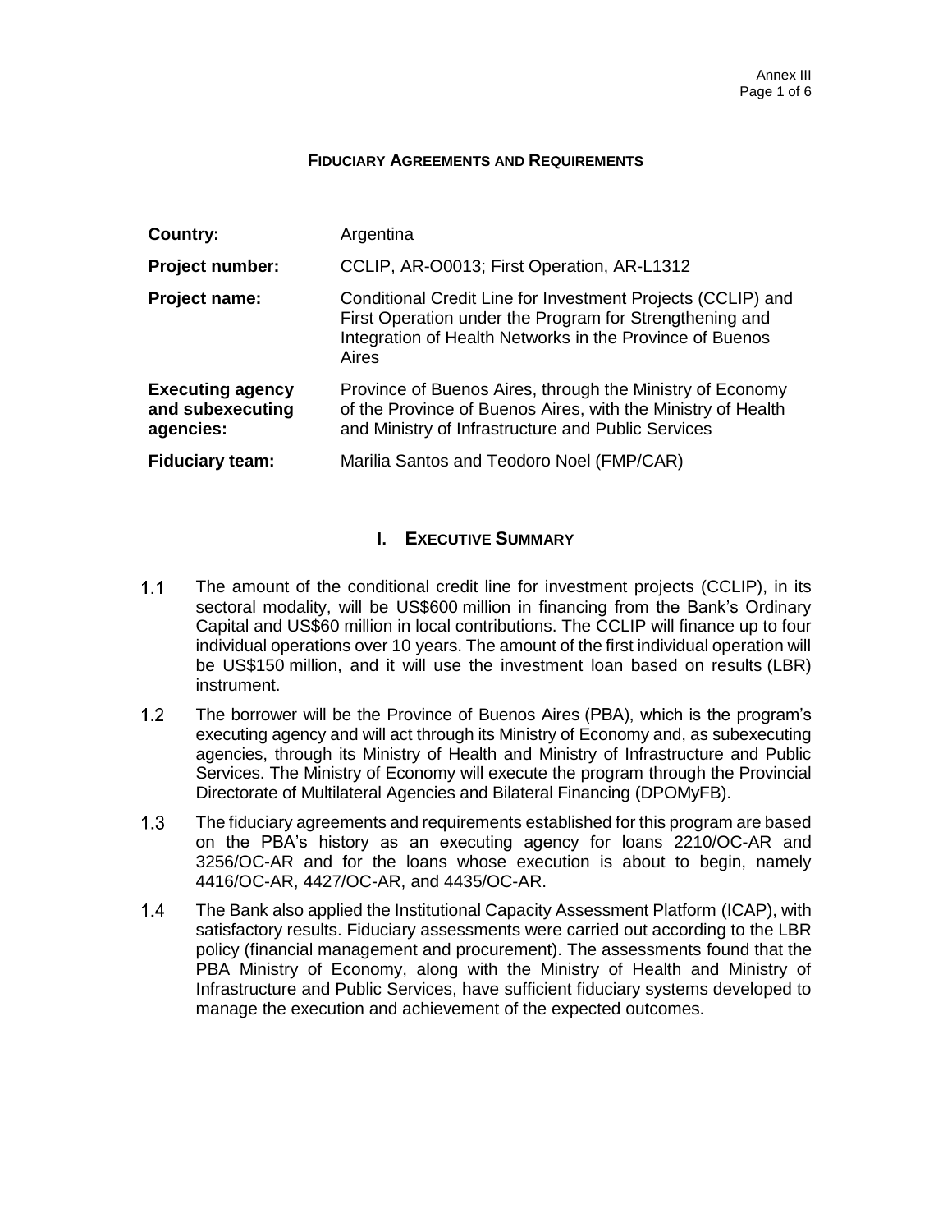# FIDUCIARY AGREEMENTS AND REQUIREMENTS

| | |
|---|---|
| **Country:** | Argentina |
| **Project number:** | CCLIP, AR-O0013; First Operation, AR-L1312 |
| **Project name:** | Conditional Credit Line for Investment Projects (CCLIP) and First Operation under the Program for Strengthening and Integration of Health Networks in the Province of Buenos Aires |
| **Executing agency and subexecuting agencies:** | Province of Buenos Aires, through the Ministry of Economy of the Province of Buenos Aires, with the Ministry of Health and Ministry of Infrastructure and Public Services |
| **Fiduciary team:** | Marilia Santos and Teodoro Noel (FMP/CAR) |

## I. EXECUTIVE SUMMARY

1.1 The amount of the conditional credit line for investment projects (CCLIP), in its sectoral modality, will be US$600 million in financing from the Bank's Ordinary Capital and US$60 million in local contributions. The CCLIP will finance up to four individual operations over 10 years. The amount of the first individual operation will be US$150 million, and it will use the investment loan based on results (LBR) instrument.

1.2 The borrower will be the Province of Buenos Aires (PBA), which is the program's executing agency and will act through its Ministry of Economy and, as subexecuting agencies, through its Ministry of Health and Ministry of Infrastructure and Public Services. The Ministry of Economy will execute the program through the Provincial Directorate of Multilateral Agencies and Bilateral Financing (DPOMyFB).

1.3 The fiduciary agreements and requirements established for this program are based on the PBA's history as an executing agency for loans 2210/OC-AR and 3256/OC-AR and for the loans whose execution is about to begin, namely 4416/OC-AR, 4427/OC-AR, and 4435/OC-AR.

1.4 The Bank also applied the Institutional Capacity Assessment Platform (ICAP), with satisfactory results. Fiduciary assessments were carried out according to the LBR policy (financial management and procurement). The assessments found that the PBA Ministry of Economy, along with the Ministry of Health and Ministry of Infrastructure and Public Services, have sufficient fiduciary systems developed to manage the execution and achievement of the expected outcomes.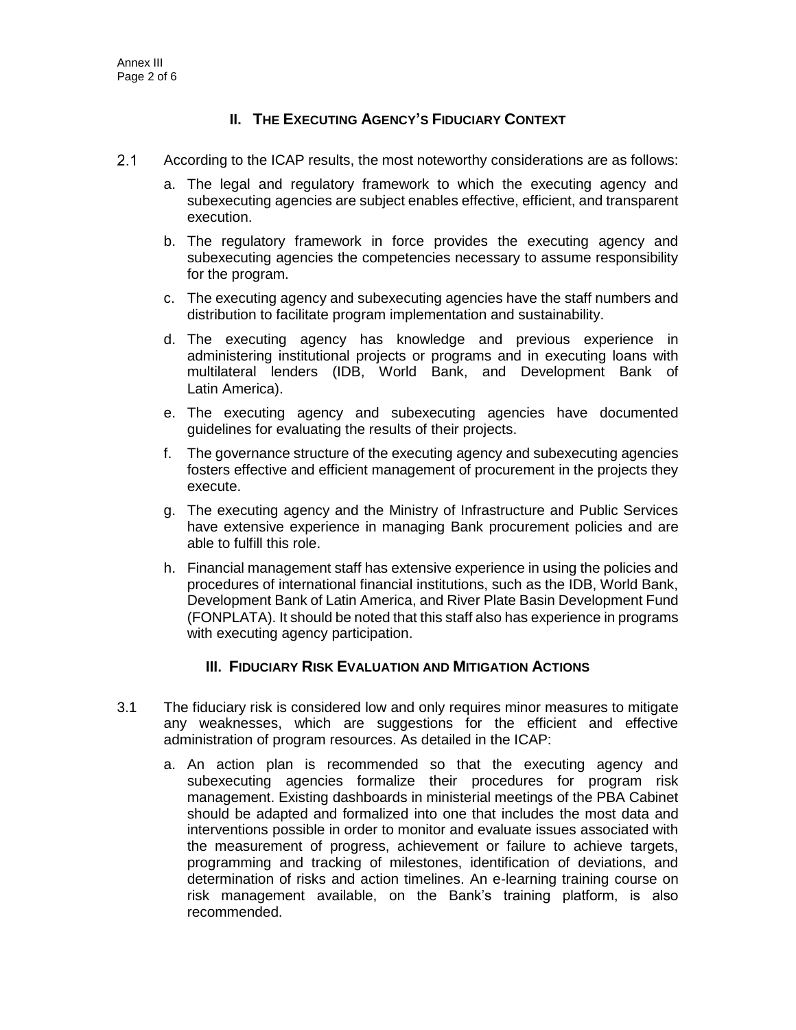## II. THE EXECUTING AGENCY'S FIDUCIARY CONTEXT

2.1 According to the ICAP results, the most noteworthy considerations are as follows:

a. The legal and regulatory framework to which the executing agency and subexecuting agencies are subject enables effective, efficient, and transparent execution.

b. The regulatory framework in force provides the executing agency and subexecuting agencies the competencies necessary to assume responsibility for the program.

c. The executing agency and subexecuting agencies have the staff numbers and distribution to facilitate program implementation and sustainability.

d. The executing agency has knowledge and previous experience in administering institutional projects or programs and in executing loans with multilateral lenders (IDB, World Bank, and Development Bank of Latin America).

e. The executing agency and subexecuting agencies have documented guidelines for evaluating the results of their projects.

f. The governance structure of the executing agency and subexecuting agencies fosters effective and efficient management of procurement in the projects they execute.

g. The executing agency and the Ministry of Infrastructure and Public Services have extensive experience in managing Bank procurement policies and are able to fulfill this role.

h. Financial management staff has extensive experience in using the policies and procedures of international financial institutions, such as the IDB, World Bank, Development Bank of Latin America, and River Plate Basin Development Fund (FONPLATA). It should be noted that this staff also has experience in programs with executing agency participation.

## III. FIDUCIARY RISK EVALUATION AND MITIGATION ACTIONS

3.1 The fiduciary risk is considered low and only requires minor measures to mitigate any weaknesses, which are suggestions for the efficient and effective administration of program resources. As detailed in the ICAP:

a. An action plan is recommended so that the executing agency and subexecuting agencies formalize their procedures for program risk management. Existing dashboards in ministerial meetings of the PBA Cabinet should be adapted and formalized into one that includes the most data and interventions possible in order to monitor and evaluate issues associated with the measurement of progress, achievement or failure to achieve targets, programming and tracking of milestones, identification of deviations, and determination of risks and action timelines. An e-learning training course on risk management available, on the Bank's training platform, is also recommended.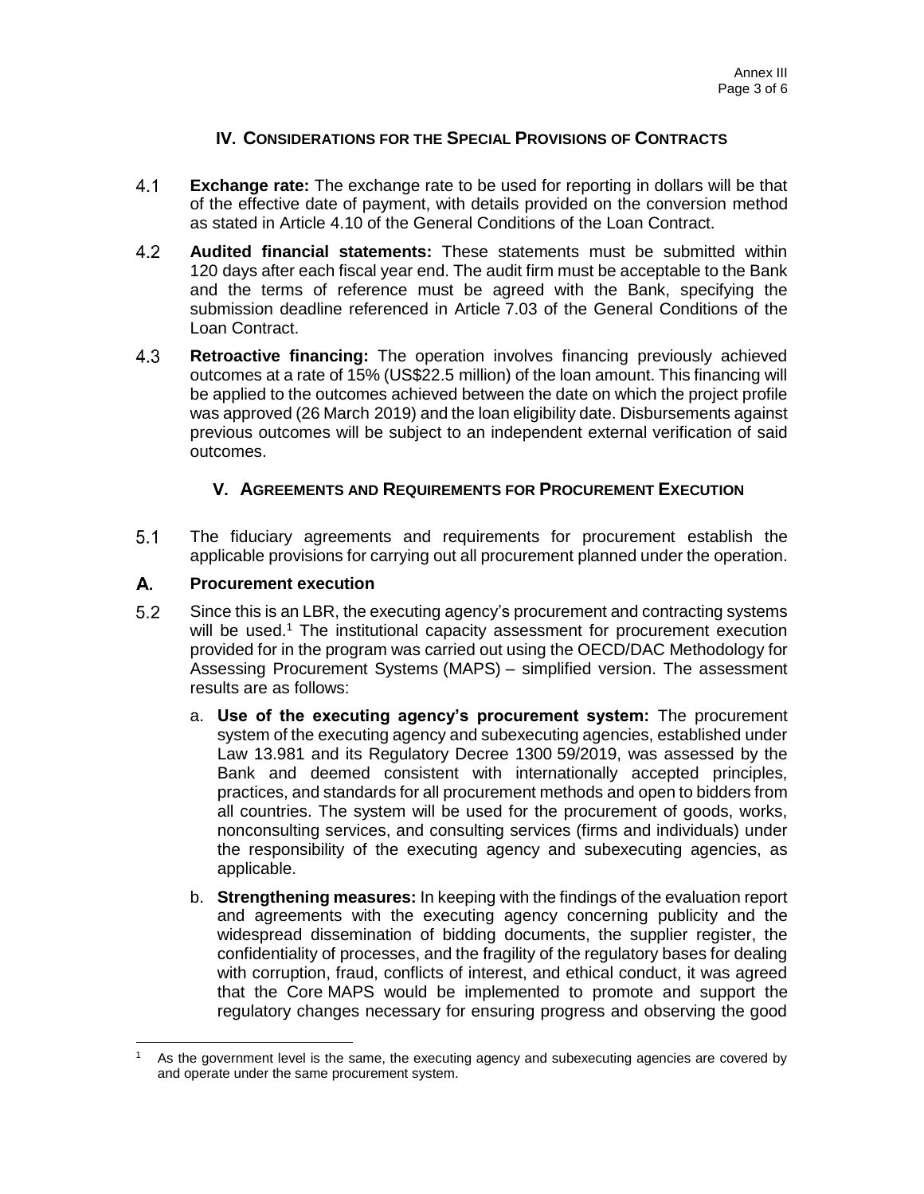## IV. Considerations for the Special Provisions of Contracts

4.1 **Exchange rate:** The exchange rate to be used for reporting in dollars will be that of the effective date of payment, with details provided on the conversion method as stated in Article 4.10 of the General Conditions of the Loan Contract.

4.2 **Audited financial statements:** These statements must be submitted within 120 days after each fiscal year end. The audit firm must be acceptable to the Bank and the terms of reference must be agreed with the Bank, specifying the submission deadline referenced in Article 7.03 of the General Conditions of the Loan Contract.

4.3 **Retroactive financing:** The operation involves financing previously achieved outcomes at a rate of 15% (US$22.5 million) of the loan amount. This financing will be applied to the outcomes achieved between the date on which the project profile was approved (26 March 2019) and the loan eligibility date. Disbursements against previous outcomes will be subject to an independent external verification of said outcomes.

## V. Agreements and Requirements for Procurement Execution

5.1 The fiduciary agreements and requirements for procurement establish the applicable provisions for carrying out all procurement planned under the operation.

### A. Procurement execution

5.2 Since this is an LBR, the executing agency's procurement and contracting systems will be used.[1] The institutional capacity assessment for procurement execution provided for in the program was carried out using the OECD/DAC Methodology for Assessing Procurement Systems (MAPS) – simplified version. The assessment results are as follows:

a. **Use of the executing agency's procurement system:** The procurement system of the executing agency and subexecuting agencies, established under Law 13.981 and its Regulatory Decree 1300 59/2019, was assessed by the Bank and deemed consistent with internationally accepted principles, practices, and standards for all procurement methods and open to bidders from all countries. The system will be used for the procurement of goods, works, nonconsulting services, and consulting services (firms and individuals) under the responsibility of the executing agency and subexecuting agencies, as applicable.

b. **Strengthening measures:** In keeping with the findings of the evaluation report and agreements with the executing agency concerning publicity and the widespread dissemination of bidding documents, the supplier register, the confidentiality of processes, and the fragility of the regulatory bases for dealing with corruption, fraud, conflicts of interest, and ethical conduct, it was agreed that the Core MAPS would be implemented to promote and support the regulatory changes necessary for ensuring progress and observing the good

---

[1] As the government level is the same, the executing agency and subexecuting agencies are covered by and operate under the same procurement system.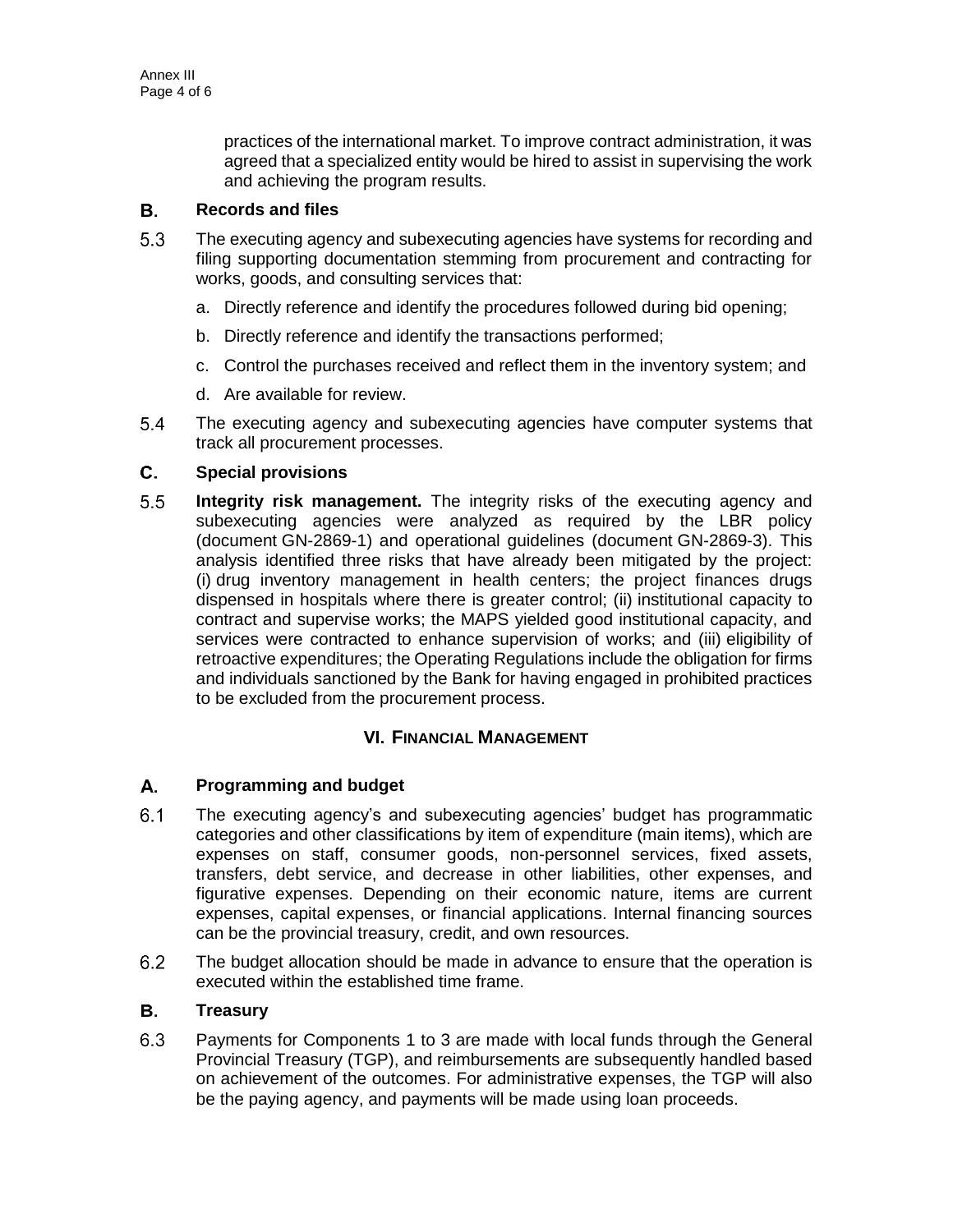practices of the international market. To improve contract administration, it was agreed that a specialized entity would be hired to assist in supervising the work and achieving the program results.

### B. Records and files

5.3 The executing agency and subexecuting agencies have systems for recording and filing supporting documentation stemming from procurement and contracting for works, goods, and consulting services that:

a. Directly reference and identify the procedures followed during bid opening;

b. Directly reference and identify the transactions performed;

c. Control the purchases received and reflect them in the inventory system; and

d. Are available for review.

5.4 The executing agency and subexecuting agencies have computer systems that track all procurement processes.

### C. Special provisions

5.5 **Integrity risk management.** The integrity risks of the executing agency and subexecuting agencies were analyzed as required by the LBR policy (document GN-2869-1) and operational guidelines (document GN-2869-3). This analysis identified three risks that have already been mitigated by the project: (i) drug inventory management in health centers; the project finances drugs dispensed in hospitals where there is greater control; (ii) institutional capacity to contract and supervise works; the MAPS yielded good institutional capacity, and services were contracted to enhance supervision of works; and (iii) eligibility of retroactive expenditures; the Operating Regulations include the obligation for firms and individuals sanctioned by the Bank for having engaged in prohibited practices to be excluded from the procurement process.

## VI. Financial Management

### A. Programming and budget

6.1 The executing agency's and subexecuting agencies' budget has programmatic categories and other classifications by item of expenditure (main items), which are expenses on staff, consumer goods, non-personnel services, fixed assets, transfers, debt service, and decrease in other liabilities, other expenses, and figurative expenses. Depending on their economic nature, items are current expenses, capital expenses, or financial applications. Internal financing sources can be the provincial treasury, credit, and own resources.

6.2 The budget allocation should be made in advance to ensure that the operation is executed within the established time frame.

### B. Treasury

6.3 Payments for Components 1 to 3 are made with local funds through the General Provincial Treasury (TGP), and reimbursements are subsequently handled based on achievement of the outcomes. For administrative expenses, the TGP will also be the paying agency, and payments will be made using loan proceeds.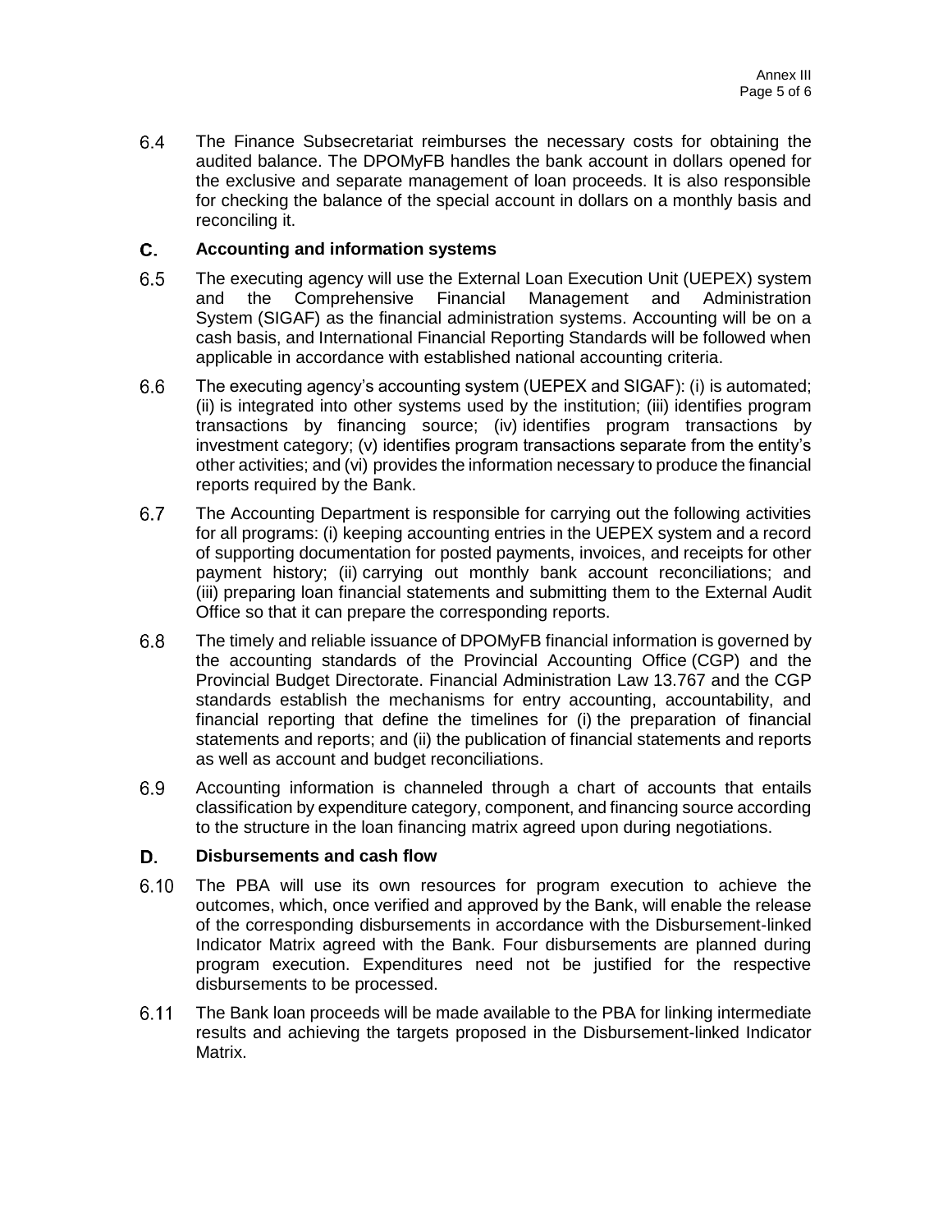6.4 The Finance Subsecretariat reimburses the necessary costs for obtaining the audited balance. The DPOMyFB handles the bank account in dollars opened for the exclusive and separate management of loan proceeds. It is also responsible for checking the balance of the special account in dollars on a monthly basis and reconciling it.

## C. Accounting and information systems

6.5 The executing agency will use the External Loan Execution Unit (UEPEX) system and the Comprehensive Financial Management and Administration System (SIGAF) as the financial administration systems. Accounting will be on a cash basis, and International Financial Reporting Standards will be followed when applicable in accordance with established national accounting criteria.

6.6 The executing agency's accounting system (UEPEX and SIGAF): (i) is automated; (ii) is integrated into other systems used by the institution; (iii) identifies program transactions by financing source; (iv) identifies program transactions by investment category; (v) identifies program transactions separate from the entity's other activities; and (vi) provides the information necessary to produce the financial reports required by the Bank.

6.7 The Accounting Department is responsible for carrying out the following activities for all programs: (i) keeping accounting entries in the UEPEX system and a record of supporting documentation for posted payments, invoices, and receipts for other payment history; (ii) carrying out monthly bank account reconciliations; and (iii) preparing loan financial statements and submitting them to the External Audit Office so that it can prepare the corresponding reports.

6.8 The timely and reliable issuance of DPOMyFB financial information is governed by the accounting standards of the Provincial Accounting Office (CGP) and the Provincial Budget Directorate. Financial Administration Law 13.767 and the CGP standards establish the mechanisms for entry accounting, accountability, and financial reporting that define the timelines for (i) the preparation of financial statements and reports; and (ii) the publication of financial statements and reports as well as account and budget reconciliations.

6.9 Accounting information is channeled through a chart of accounts that entails classification by expenditure category, component, and financing source according to the structure in the loan financing matrix agreed upon during negotiations.

## D. Disbursements and cash flow

6.10 The PBA will use its own resources for program execution to achieve the outcomes, which, once verified and approved by the Bank, will enable the release of the corresponding disbursements in accordance with the Disbursement-linked Indicator Matrix agreed with the Bank. Four disbursements are planned during program execution. Expenditures need not be justified for the respective disbursements to be processed.

6.11 The Bank loan proceeds will be made available to the PBA for linking intermediate results and achieving the targets proposed in the Disbursement-linked Indicator Matrix.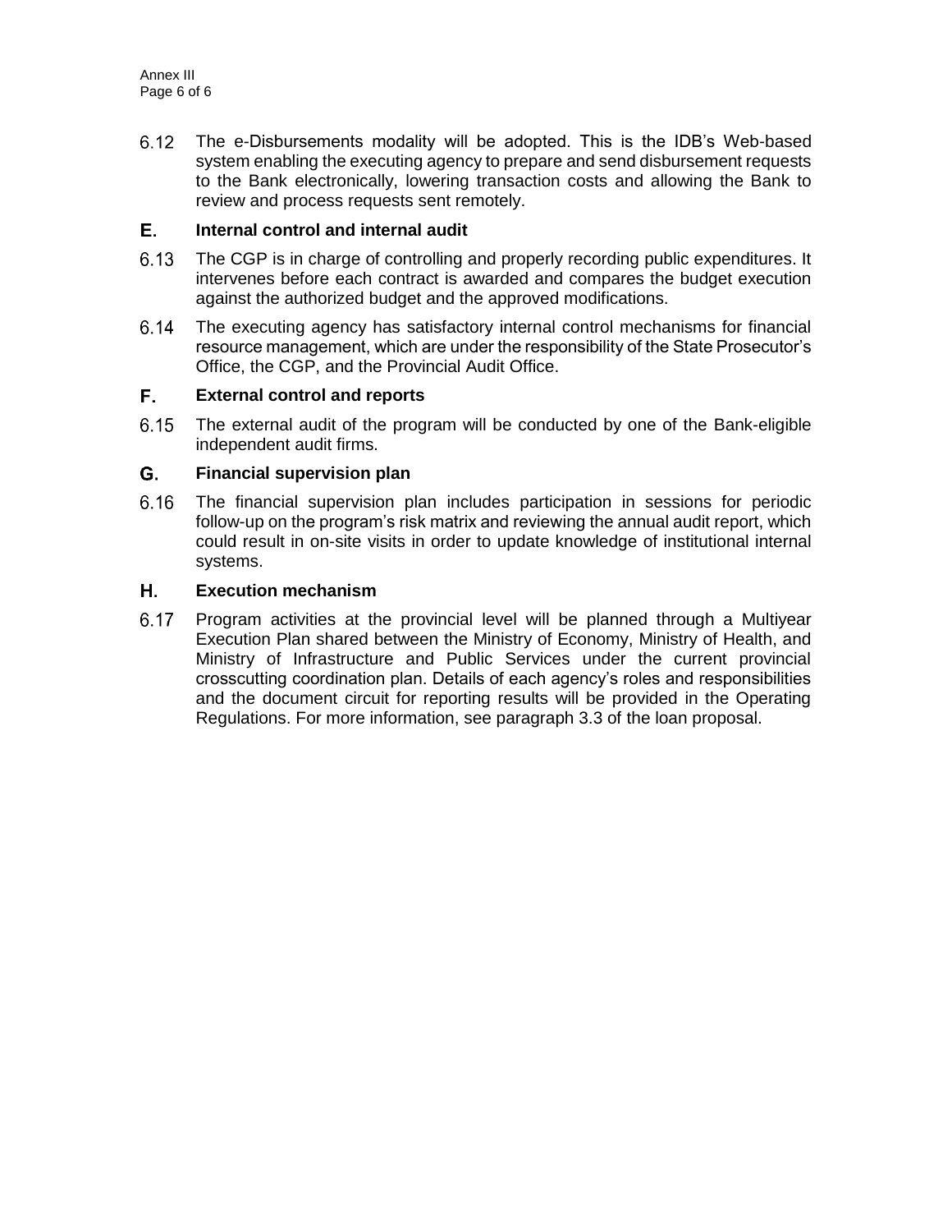6.12 The e-Disbursements modality will be adopted. This is the IDB's Web-based system enabling the executing agency to prepare and send disbursement requests to the Bank electronically, lowering transaction costs and allowing the Bank to review and process requests sent remotely.

## E. Internal control and internal audit

6.13 The CGP is in charge of controlling and properly recording public expenditures. It intervenes before each contract is awarded and compares the budget execution against the authorized budget and the approved modifications.

6.14 The executing agency has satisfactory internal control mechanisms for financial resource management, which are under the responsibility of the State Prosecutor's Office, the CGP, and the Provincial Audit Office.

## F. External control and reports

6.15 The external audit of the program will be conducted by one of the Bank-eligible independent audit firms.

## G. Financial supervision plan

6.16 The financial supervision plan includes participation in sessions for periodic follow-up on the program's risk matrix and reviewing the annual audit report, which could result in on-site visits in order to update knowledge of institutional internal systems.

## H. Execution mechanism

6.17 Program activities at the provincial level will be planned through a Multiyear Execution Plan shared between the Ministry of Economy, Ministry of Health, and Ministry of Infrastructure and Public Services under the current provincial crosscutting coordination plan. Details of each agency's roles and responsibilities and the document circuit for reporting results will be provided in the Operating Regulations. For more information, see paragraph 3.3 of the loan proposal.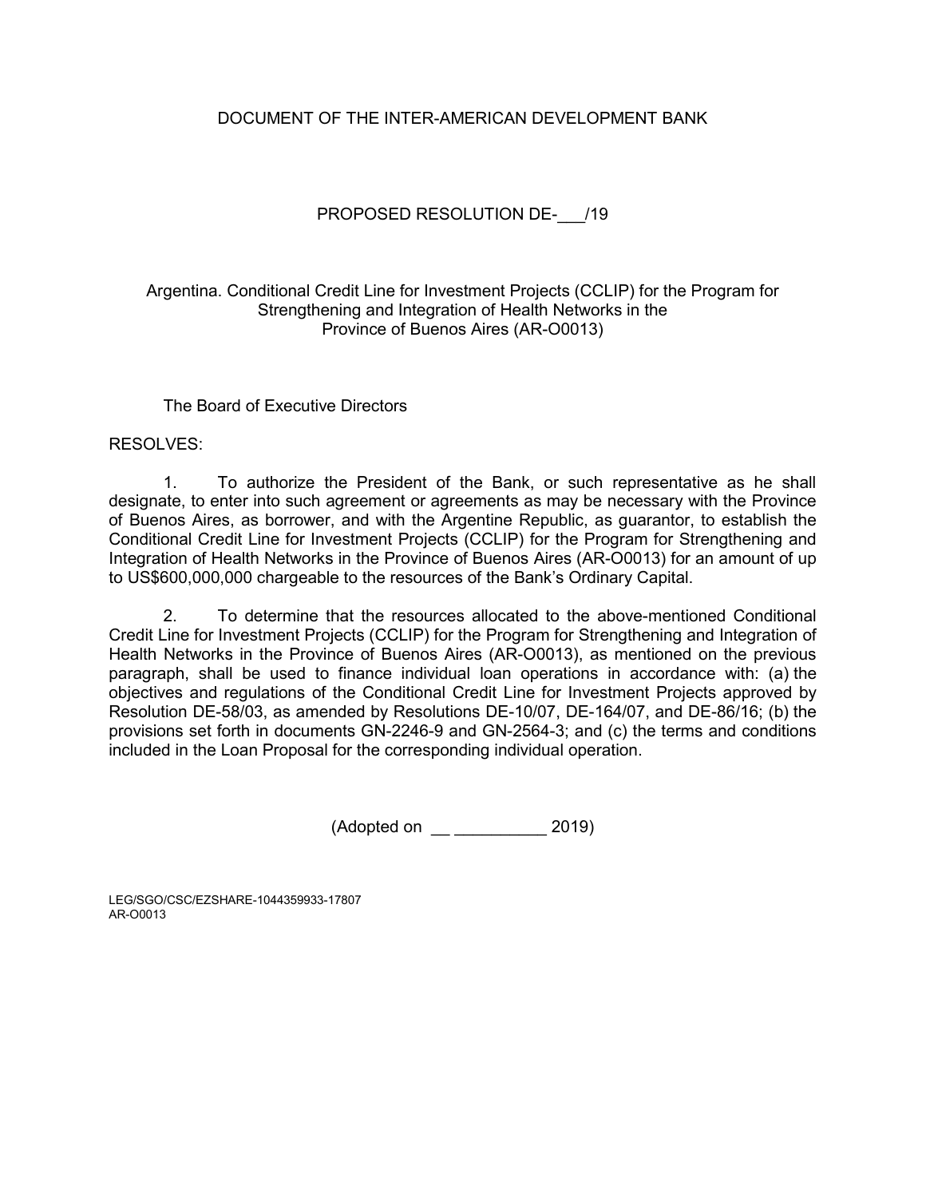DOCUMENT OF THE INTER-AMERICAN DEVELOPMENT BANK

PROPOSED RESOLUTION DE-___/19

Argentina. Conditional Credit Line for Investment Projects (CCLIP) for the Program for Strengthening and Integration of Health Networks in the Province of Buenos Aires (AR-O0013)

The Board of Executive Directors

RESOLVES:

1. To authorize the President of the Bank, or such representative as he shall designate, to enter into such agreement or agreements as may be necessary with the Province of Buenos Aires, as borrower, and with the Argentine Republic, as guarantor, to establish the Conditional Credit Line for Investment Projects (CCLIP) for the Program for Strengthening and Integration of Health Networks in the Province of Buenos Aires (AR-O0013) for an amount of up to US$600,000,000 chargeable to the resources of the Bank's Ordinary Capital.

2. To determine that the resources allocated to the above-mentioned Conditional Credit Line for Investment Projects (CCLIP) for the Program for Strengthening and Integration of Health Networks in the Province of Buenos Aires (AR-O0013), as mentioned on the previous paragraph, shall be used to finance individual loan operations in accordance with: (a) the objectives and regulations of the Conditional Credit Line for Investment Projects approved by Resolution DE-58/03, as amended by Resolutions DE-10/07, DE-164/07, and DE-86/16; (b) the provisions set forth in documents GN-2246-9 and GN-2564-3; and (c) the terms and conditions included in the Loan Proposal for the corresponding individual operation.

(Adopted on __ __________ 2019)

LEG/SGO/CSC/EZSHARE-1044359933-17807
AR-O0013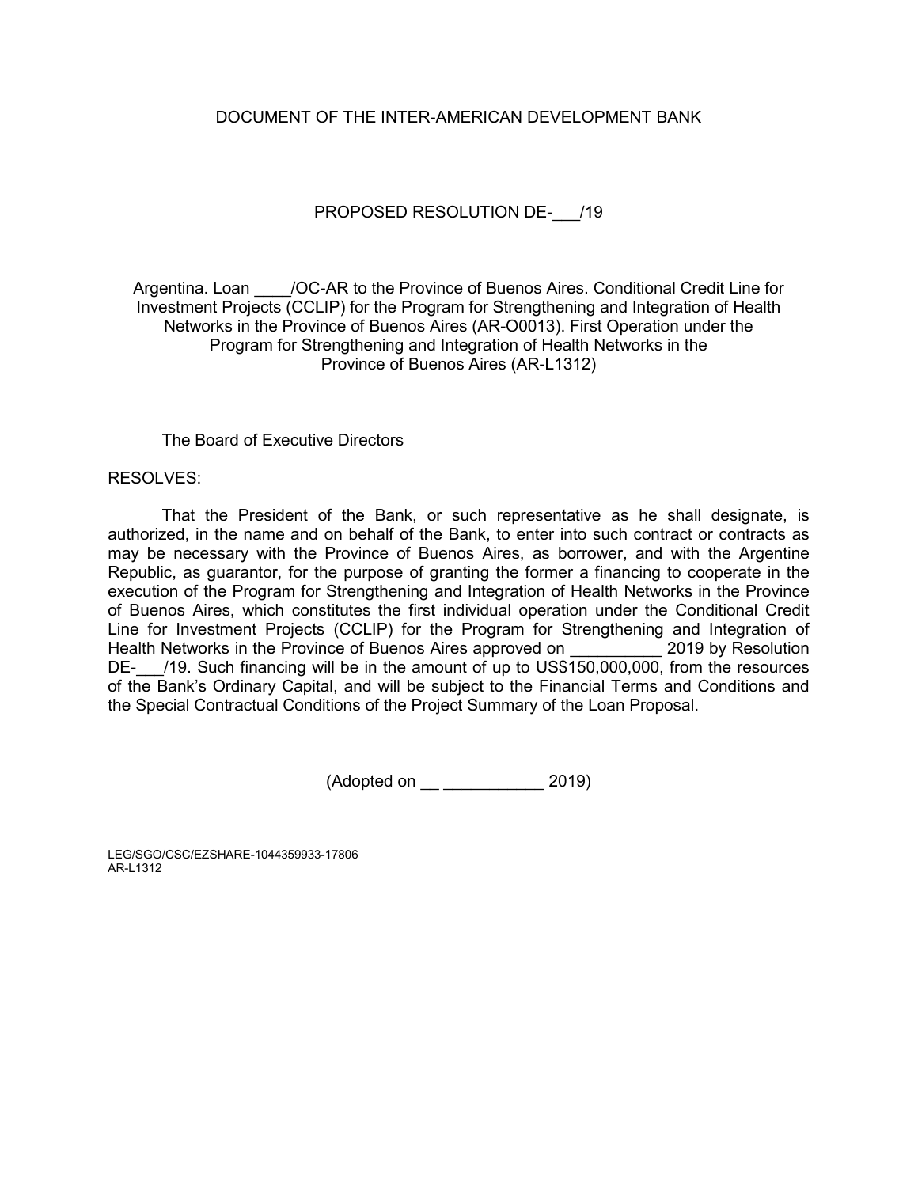DOCUMENT OF THE INTER-AMERICAN DEVELOPMENT BANK

PROPOSED RESOLUTION DE-___/19

Argentina. Loan ____/OC-AR to the Province of Buenos Aires. Conditional Credit Line for Investment Projects (CCLIP) for the Program for Strengthening and Integration of Health Networks in the Province of Buenos Aires (AR-O0013). First Operation under the Program for Strengthening and Integration of Health Networks in the Province of Buenos Aires (AR-L1312)

The Board of Executive Directors

RESOLVES:

That the President of the Bank, or such representative as he shall designate, is authorized, in the name and on behalf of the Bank, to enter into such contract or contracts as may be necessary with the Province of Buenos Aires, as borrower, and with the Argentine Republic, as guarantor, for the purpose of granting the former a financing to cooperate in the execution of the Program for Strengthening and Integration of Health Networks in the Province of Buenos Aires, which constitutes the first individual operation under the Conditional Credit Line for Investment Projects (CCLIP) for the Program for Strengthening and Integration of Health Networks in the Province of Buenos Aires approved on __________ 2019 by Resolution DE-___/19. Such financing will be in the amount of up to US$150,000,000, from the resources of the Bank's Ordinary Capital, and will be subject to the Financial Terms and Conditions and the Special Contractual Conditions of the Project Summary of the Loan Proposal.

(Adopted on __ ___________ 2019)

LEG/SGO/CSC/EZSHARE-1044359933-17806
AR-L1312